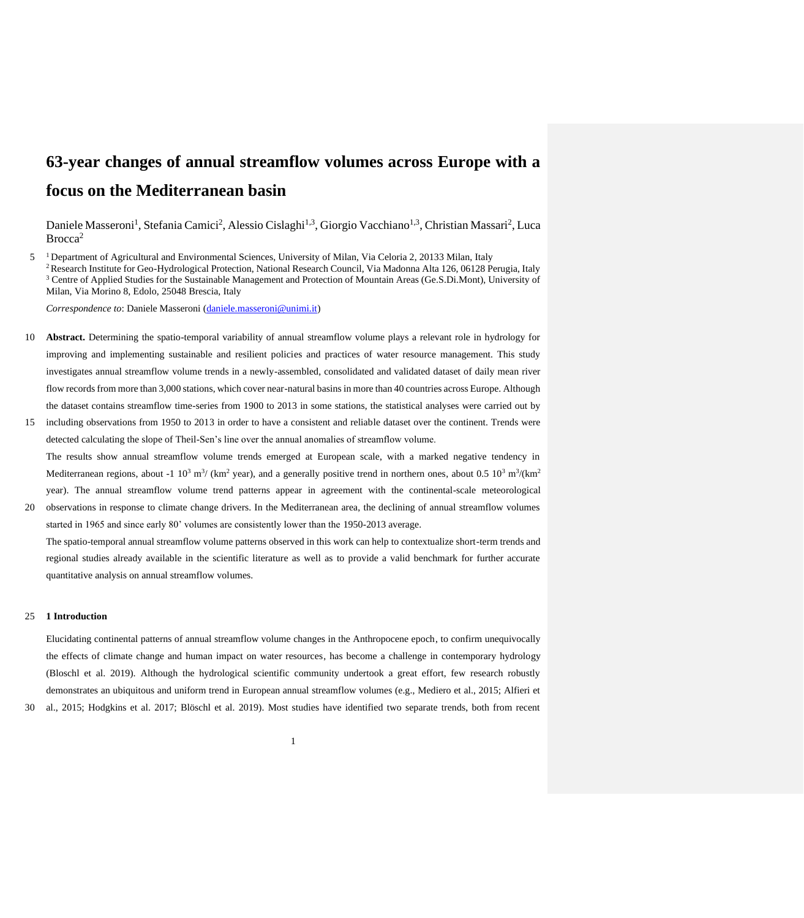# 63-year changes of annual streamflow volumes across Europe with a focus on the Mediterranean basin

Daniele Masseroni[1], Stefania Camici[2], Alessio Cislaghi[1,3], Giorgio Vacchiano[1,3], Christian Massari[2], Luca Brocca[2]

[1] Department of Agricultural and Environmental Sciences, University of Milan, Via Celoria 2, 20133 Milan, Italy
[2] Research Institute for Geo-Hydrological Protection, National Research Council, Via Madonna Alta 126, 06128 Perugia, Italy
[3] Centre of Applied Studies for the Sustainable Management and Protection of Mountain Areas (Ge.S.Di.Mont), University of Milan, Via Morino 8, Edolo, 25048 Brescia, Italy

*Correspondence to*: Daniele Masseroni (daniele.masseroni@unimi.it)

**Abstract.** Determining the spatio-temporal variability of annual streamflow volume plays a relevant role in hydrology for improving and implementing sustainable and resilient policies and practices of water resource management. This study investigates annual streamflow volume trends in a newly-assembled, consolidated and validated dataset of daily mean river flow records from more than 3,000 stations, which cover near-natural basins in more than 40 countries across Europe. Although the dataset contains streamflow time-series from 1900 to 2013 in some stations, the statistical analyses were carried out by including observations from 1950 to 2013 in order to have a consistent and reliable dataset over the continent. Trends were detected calculating the slope of Theil-Sen's line over the annual anomalies of streamflow volume.

The results show annual streamflow volume trends emerged at European scale, with a marked negative tendency in Mediterranean regions, about -1 $10^3$ $m^3$/ ($km^2$ year), and a generally positive trend in northern ones, about 0.5 $10^3$ $m^3$/($km^2$ year). The annual streamflow volume trend patterns appear in agreement with the continental-scale meteorological observations in response to climate change drivers. In the Mediterranean area, the declining of annual streamflow volumes started in 1965 and since early 80' volumes are consistently lower than the 1950-2013 average.

The spatio-temporal annual streamflow volume patterns observed in this work can help to contextualize short-term trends and regional studies already available in the scientific literature as well as to provide a valid benchmark for further accurate quantitative analysis on annual streamflow volumes.

## 1 Introduction

Elucidating continental patterns of annual streamflow volume changes in the Anthropocene epoch, to confirm unequivocally the effects of climate change and human impact on water resources, has become a challenge in contemporary hydrology (Bloschl et al. 2019). Although the hydrological scientific community undertook a great effort, few research robustly demonstrates an ubiquitous and uniform trend in European annual streamflow volumes (e.g., Mediero et al., 2015; Alfieri et al., 2015; Hodgkins et al. 2017; Blöschl et al. 2019). Most studies have identified two separate trends, both from recent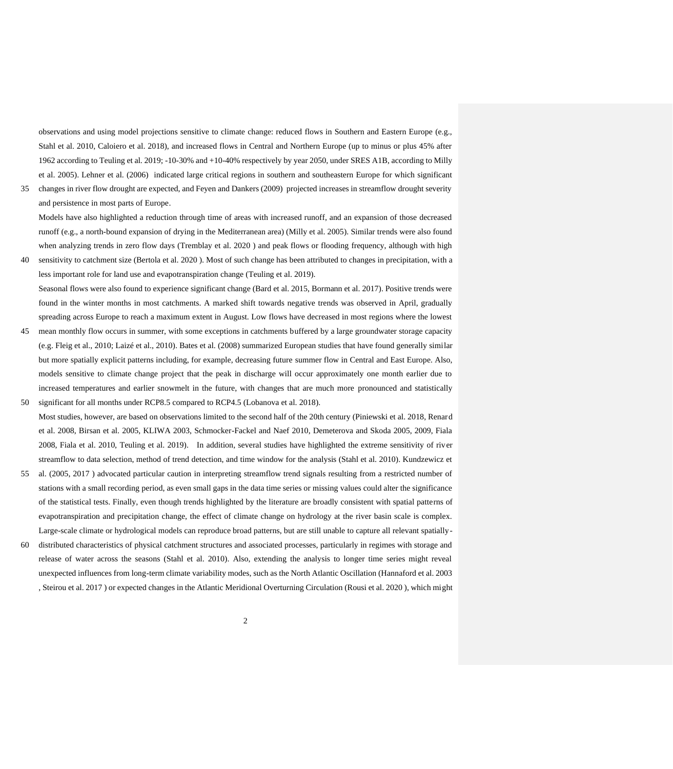observations and using model projections sensitive to climate change: reduced flows in Southern and Eastern Europe (e.g., Stahl et al. 2010, Caloiero et al. 2018), and increased flows in Central and Northern Europe (up to minus or plus 45% after 1962 according to Teuling et al. 2019; -10-30% and +10-40% respectively by year 2050, under SRES A1B, according to Milly et al. 2005). Lehner et al. (2006) indicated large critical regions in southern and southeastern Europe for which significant changes in river flow drought are expected, and Feyen and Dankers (2009) projected increases in streamflow drought severity and persistence in most parts of Europe.

Models have also highlighted a reduction through time of areas with increased runoff, and an expansion of those decreased runoff (e.g., a north-bound expansion of drying in the Mediterranean area) (Milly et al. 2005). Similar trends were also found when analyzing trends in zero flow days (Tremblay et al. 2020 ) and peak flows or flooding frequency, although with high sensitivity to catchment size (Bertola et al. 2020 ). Most of such change has been attributed to changes in precipitation, with a less important role for land use and evapotranspiration change (Teuling et al. 2019).

Seasonal flows were also found to experience significant change (Bard et al. 2015, Bormann et al. 2017). Positive trends were found in the winter months in most catchments. A marked shift towards negative trends was observed in April, gradually spreading across Europe to reach a maximum extent in August. Low flows have decreased in most regions where the lowest mean monthly flow occurs in summer, with some exceptions in catchments buffered by a large groundwater storage capacity (e.g. Fleig et al., 2010; Laizé et al., 2010). Bates et al. (2008) summarized European studies that have found generally similar but more spatially explicit patterns including, for example, decreasing future summer flow in Central and East Europe. Also, models sensitive to climate change project that the peak in discharge will occur approximately one month earlier due to increased temperatures and earlier snowmelt in the future, with changes that are much more pronounced and statistically significant for all months under RCP8.5 compared to RCP4.5 (Lobanova et al. 2018).

Most studies, however, are based on observations limited to the second half of the 20th century (Piniewski et al. 2018, Renard et al. 2008, Birsan et al. 2005, KLIWA 2003, Schmocker-Fackel and Naef 2010, Demeterova and Skoda 2005, 2009, Fiala 2008, Fiala et al. 2010, Teuling et al. 2019). In addition, several studies have highlighted the extreme sensitivity of river streamflow to data selection, method of trend detection, and time window for the analysis (Stahl et al. 2010). Kundzewicz et al. (2005, 2017 ) advocated particular caution in interpreting streamflow trend signals resulting from a restricted number of stations with a small recording period, as even small gaps in the data time series or missing values could alter the significance of the statistical tests. Finally, even though trends highlighted by the literature are broadly consistent with spatial patterns of evapotranspiration and precipitation change, the effect of climate change on hydrology at the river basin scale is complex. Large-scale climate or hydrological models can reproduce broad patterns, but are still unable to capture all relevant spatially-distributed characteristics of physical catchment structures and associated processes, particularly in regimes with storage and release of water across the seasons (Stahl et al. 2010). Also, extending the analysis to longer time series might reveal unexpected influences from long-term climate variability modes, such as the North Atlantic Oscillation (Hannaford et al. 2003 , Steirou et al. 2017 ) or expected changes in the Atlantic Meridional Overturning Circulation (Rousi et al. 2020 ), which might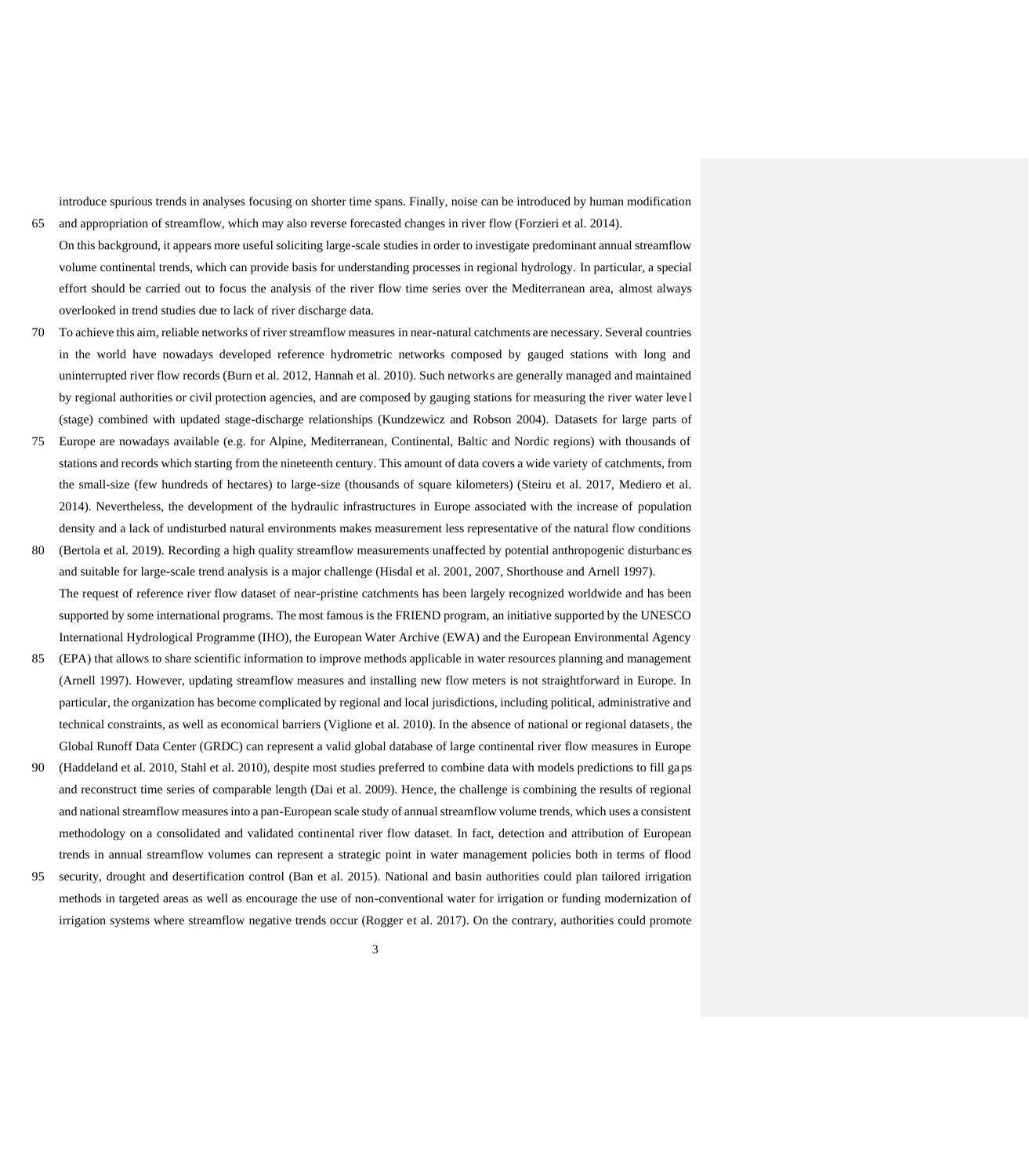introduce spurious trends in analyses focusing on shorter time spans. Finally, noise can be introduced by human modification and appropriation of streamflow, which may also reverse forecasted changes in river flow (Forzieri et al. 2014).

On this background, it appears more useful soliciting large-scale studies in order to investigate predominant annual streamflow volume continental trends, which can provide basis for understanding processes in regional hydrology. In particular, a special effort should be carried out to focus the analysis of the river flow time series over the Mediterranean area, almost always overlooked in trend studies due to lack of river discharge data.

To achieve this aim, reliable networks of river streamflow measures in near-natural catchments are necessary. Several countries in the world have nowadays developed reference hydrometric networks composed by gauged stations with long and uninterrupted river flow records (Burn et al. 2012, Hannah et al. 2010). Such networks are generally managed and maintained by regional authorities or civil protection agencies, and are composed by gauging stations for measuring the river water level (stage) combined with updated stage-discharge relationships (Kundzewicz and Robson 2004). Datasets for large parts of Europe are nowadays available (e.g. for Alpine, Mediterranean, Continental, Baltic and Nordic regions) with thousands of stations and records which starting from the nineteenth century. This amount of data covers a wide variety of catchments, from the small-size (few hundreds of hectares) to large-size (thousands of square kilometers) (Steiru et al. 2017, Mediero et al. 2014). Nevertheless, the development of the hydraulic infrastructures in Europe associated with the increase of population density and a lack of undisturbed natural environments makes measurement less representative of the natural flow conditions (Bertola et al. 2019). Recording a high quality streamflow measurements unaffected by potential anthropogenic disturbances and suitable for large-scale trend analysis is a major challenge (Hisdal et al. 2001, 2007, Shorthouse and Arnell 1997).

The request of reference river flow dataset of near-pristine catchments has been largely recognized worldwide and has been supported by some international programs. The most famous is the FRIEND program, an initiative supported by the UNESCO International Hydrological Programme (IHO), the European Water Archive (EWA) and the European Environmental Agency (EPA) that allows to share scientific information to improve methods applicable in water resources planning and management (Arnell 1997). However, updating streamflow measures and installing new flow meters is not straightforward in Europe. In particular, the organization has become complicated by regional and local jurisdictions, including political, administrative and technical constraints, as well as economical barriers (Viglione et al. 2010). In the absence of national or regional datasets, the Global Runoff Data Center (GRDC) can represent a valid global database of large continental river flow measures in Europe (Haddeland et al. 2010, Stahl et al. 2010), despite most studies preferred to combine data with models predictions to fill gaps and reconstruct time series of comparable length (Dai et al. 2009). Hence, the challenge is combining the results of regional and national streamflow measures into a pan-European scale study of annual streamflow volume trends, which uses a consistent methodology on a consolidated and validated continental river flow dataset. In fact, detection and attribution of European trends in annual streamflow volumes can represent a strategic point in water management policies both in terms of flood security, drought and desertification control (Ban et al. 2015). National and basin authorities could plan tailored irrigation methods in targeted areas as well as encourage the use of non-conventional water for irrigation or funding modernization of irrigation systems where streamflow negative trends occur (Rogger et al. 2017). On the contrary, authorities could promote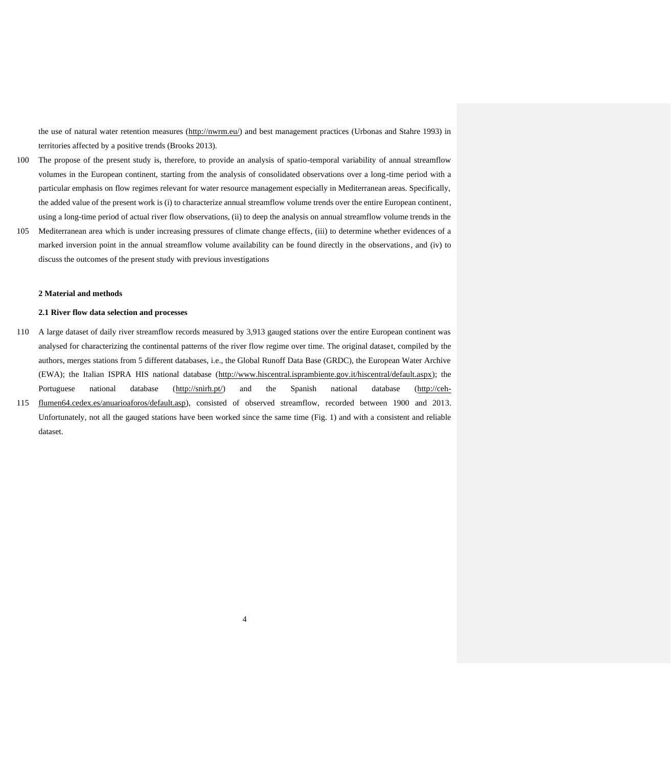the use of natural water retention measures (http://nwrm.eu/) and best management practices (Urbonas and Stahre 1993) in territories affected by a positive trends (Brooks 2013).

The propose of the present study is, therefore, to provide an analysis of spatio-temporal variability of annual streamflow volumes in the European continent, starting from the analysis of consolidated observations over a long-time period with a particular emphasis on flow regimes relevant for water resource management especially in Mediterranean areas. Specifically, the added value of the present work is (i) to characterize annual streamflow volume trends over the entire European continent, using a long-time period of actual river flow observations, (ii) to deep the analysis on annual streamflow volume trends in the Mediterranean area which is under increasing pressures of climate change effects, (iii) to determine whether evidences of a marked inversion point in the annual streamflow volume availability can be found directly in the observations, and (iv) to discuss the outcomes of the present study with previous investigations

## 2 Material and methods

### 2.1 River flow data selection and processes

A large dataset of daily river streamflow records measured by 3,913 gauged stations over the entire European continent was analysed for characterizing the continental patterns of the river flow regime over time. The original dataset, compiled by the authors, merges stations from 5 different databases, i.e., the Global Runoff Data Base (GRDC), the European Water Archive (EWA); the Italian ISPRA HIS national database (http://www.hiscentral.isprambiente.gov.it/hiscentral/default.aspx); the Portuguese national database (http://snirh.pt/) and the Spanish national database (http://ceh-flumen64.cedex.es/anuarioaforos/default.asp), consisted of observed streamflow, recorded between 1900 and 2013. Unfortunately, not all the gauged stations have been worked since the same time (Fig. 1) and with a consistent and reliable dataset.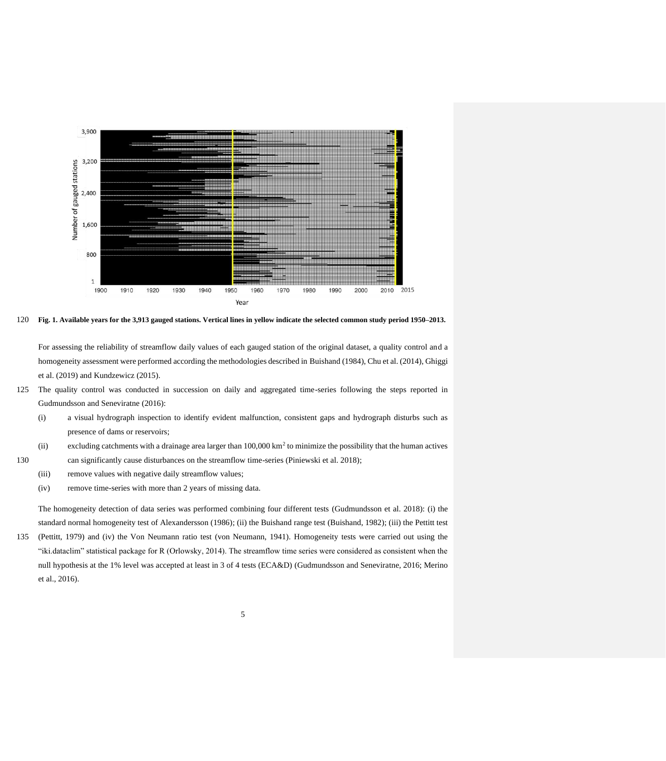**Fig. 1. Available years for the 3,913 gauged stations. Vertical lines in yellow indicate the selected common study period 1950–2013.**

For assessing the reliability of streamflow daily values of each gauged station of the original dataset, a quality control and a homogeneity assessment were performed according the methodologies described in Buishand (1984), Chu et al. (2014), Ghiggi et al. (2019) and Kundzewicz (2015).

The quality control was conducted in succession on daily and aggregated time-series following the steps reported in Gudmundsson and Seneviratne (2016):

(i) a visual hydrograph inspection to identify evident malfunction, consistent gaps and hydrograph disturbs such as presence of dams or reservoirs;

(ii) excluding catchments with a drainage area larger than 100,000 km$^2$ to minimize the possibility that the human actives can significantly cause disturbances on the streamflow time-series (Piniewski et al. 2018);

(iii) remove values with negative daily streamflow values;

(iv) remove time-series with more than 2 years of missing data.

The homogeneity detection of data series was performed combining four different tests (Gudmundsson et al. 2018): (i) the standard normal homogeneity test of Alexandersson (1986); (ii) the Buishand range test (Buishand, 1982); (iii) the Pettitt test (Pettitt, 1979) and (iv) the Von Neumann ratio test (von Neumann, 1941). Homogeneity tests were carried out using the "iki.dataclim" statistical package for R (Orlowsky, 2014). The streamflow time series were considered as consistent when the null hypothesis at the 1% level was accepted at least in 3 of 4 tests (ECA&D) (Gudmundsson and Seneviratne, 2016; Merino et al., 2016).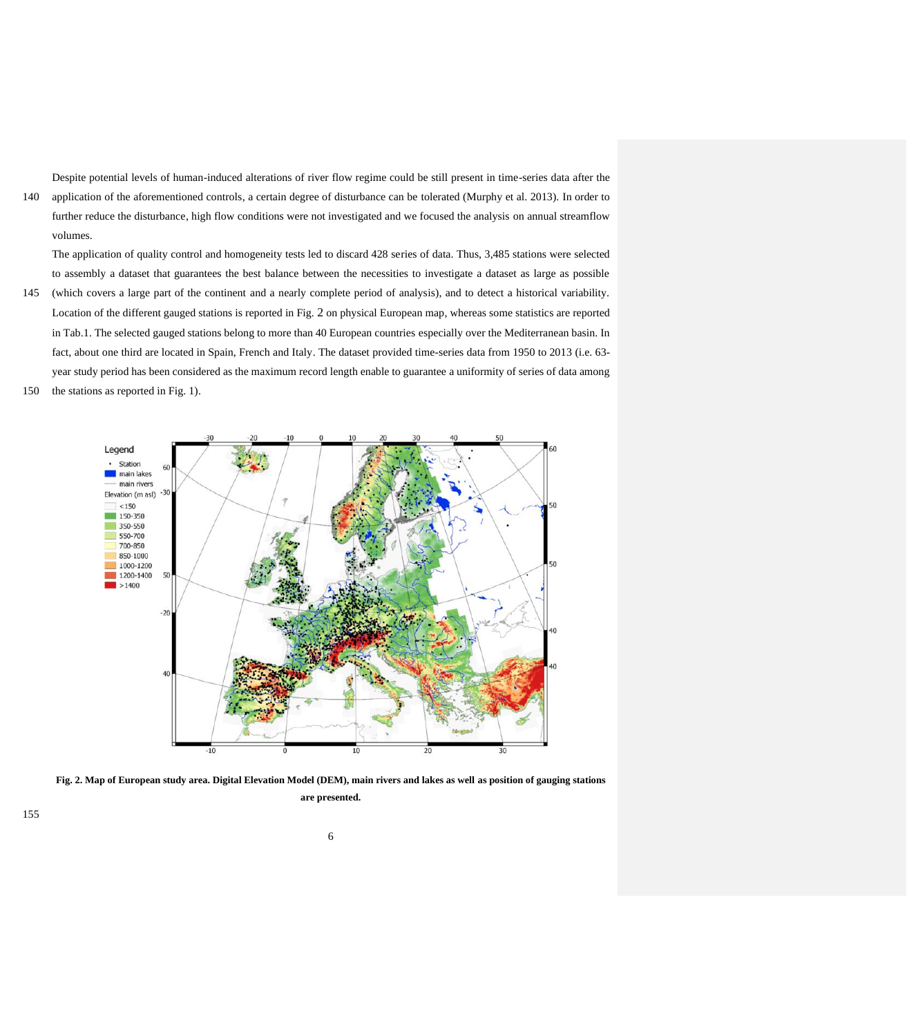Despite potential levels of human-induced alterations of river flow regime could be still present in time-series data after the application of the aforementioned controls, a certain degree of disturbance can be tolerated (Murphy et al. 2013). In order to further reduce the disturbance, high flow conditions were not investigated and we focused the analysis on annual streamflow volumes.

The application of quality control and homogeneity tests led to discard 428 series of data. Thus, 3,485 stations were selected to assembly a dataset that guarantees the best balance between the necessities to investigate a dataset as large as possible (which covers a large part of the continent and a nearly complete period of analysis), and to detect a historical variability. Location of the different gauged stations is reported in Fig. 2 on physical European map, whereas some statistics are reported in Tab.1. The selected gauged stations belong to more than 40 European countries especially over the Mediterranean basin. In fact, about one third are located in Spain, French and Italy. The dataset provided time-series data from 1950 to 2013 (i.e. 63-year study period has been considered as the maximum record length enable to guarantee a uniformity of series of data among the stations as reported in Fig. 1).

**Fig. 2. Map of European study area. Digital Elevation Model (DEM), main rivers and lakes as well as position of gauging stations are presented.**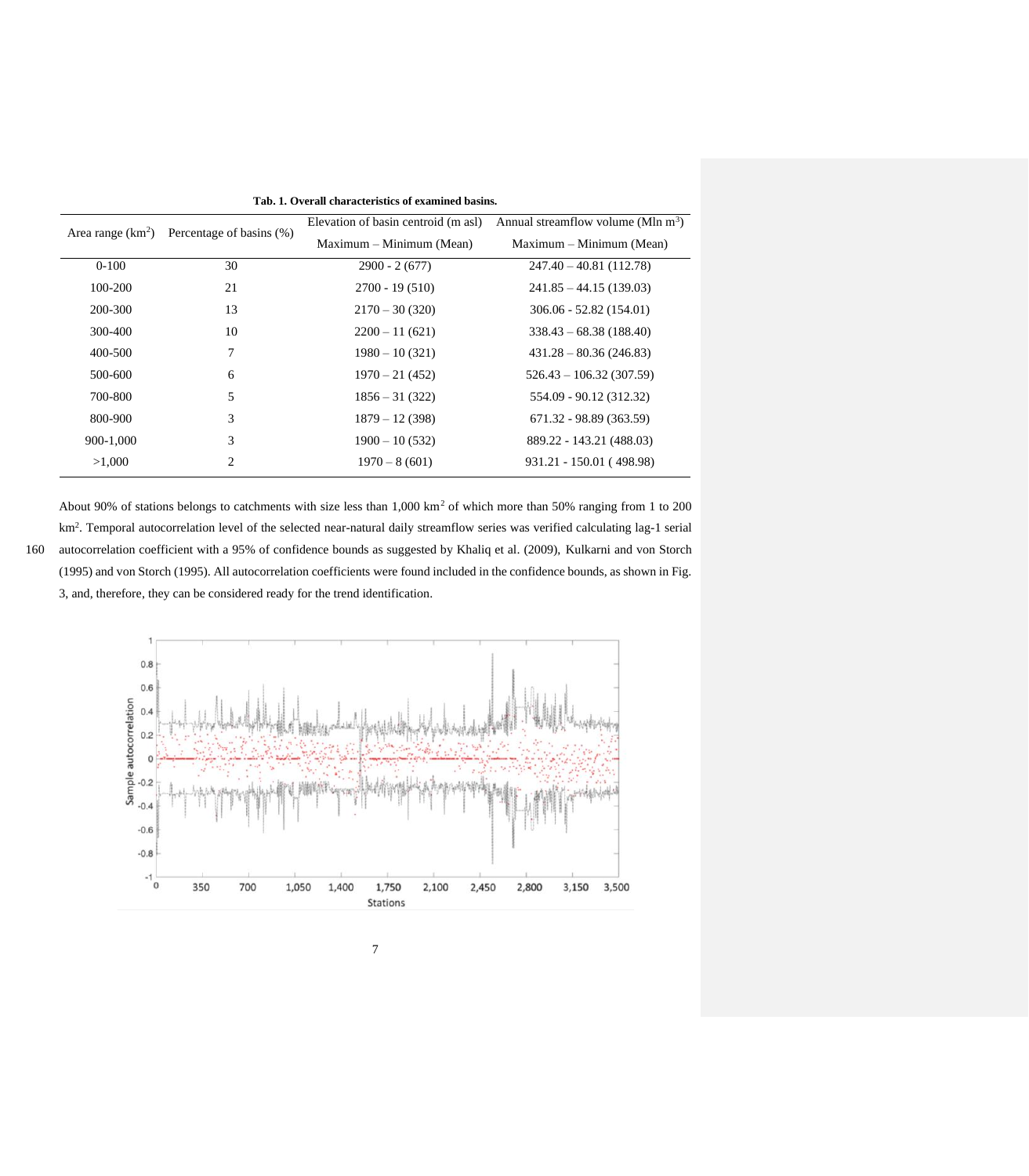**Tab. 1. Overall characteristics of examined basins.**

| Area range ($km^2$) | Percentage of basins (%) | Elevation of basin centroid (m asl) Maximum – Minimum (Mean) | Annual streamflow volume (Mln $m^3$) Maximum – Minimum (Mean) |
|---|---|---|---|
| 0-100 | 30 | 2900 - 2 (677) | 247.40 – 40.81 (112.78) |
| 100-200 | 21 | 2700 - 19 (510) | 241.85 – 44.15 (139.03) |
| 200-300 | 13 | 2170 – 30 (320) | 306.06 - 52.82 (154.01) |
| 300-400 | 10 | 2200 – 11 (621) | 338.43 – 68.38 (188.40) |
| 400-500 | 7 | 1980 – 10 (321) | 431.28 – 80.36 (246.83) |
| 500-600 | 6 | 1970 – 21 (452) | 526.43 – 106.32 (307.59) |
| 700-800 | 5 | 1856 – 31 (322) | 554.09 - 90.12 (312.32) |
| 800-900 | 3 | 1879 – 12 (398) | 671.32 - 98.89 (363.59) |
| 900-1,000 | 3 | 1900 – 10 (532) | 889.22 - 143.21 (488.03) |
| >1,000 | 2 | 1970 – 8 (601) | 931.21 - 150.01 ( 498.98) |

About 90% of stations belongs to catchments with size less than 1,000 $km^2$ of which more than 50% ranging from 1 to 200 $km^2$. Temporal autocorrelation level of the selected near-natural daily streamflow series was verified calculating lag-1 serial autocorrelation coefficient with a 95% of confidence bounds as suggested by Khaliq et al. (2009), Kulkarni and von Storch (1995) and von Storch (1995). All autocorrelation coefficients were found included in the confidence bounds, as shown in Fig. 3, and, therefore, they can be considered ready for the trend identification.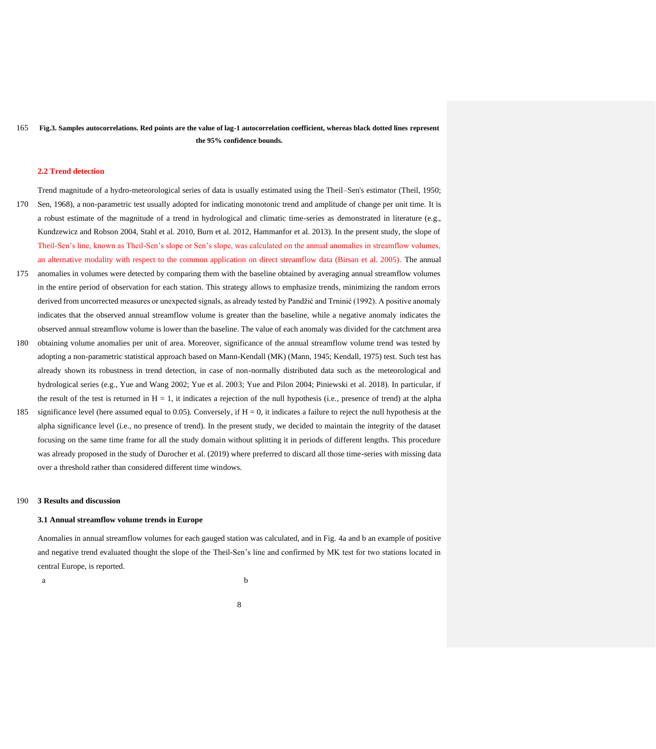**Fig.3. Samples autocorrelations. Red points are the value of lag-1 autocorrelation coefficient, whereas black dotted lines represent the 95% confidence bounds.**

### 2.2 Trend detection

Trend magnitude of a hydro-meteorological series of data is usually estimated using the Theil–Sen's estimator (Theil, 1950; Sen, 1968), a non-parametric test usually adopted for indicating monotonic trend and amplitude of change per unit time. It is a robust estimate of the magnitude of a trend in hydrological and climatic time-series as demonstrated in literature (e.g., Kundzewicz and Robson 2004, Stahl et al. 2010, Burn et al. 2012, Hammanfor et al. 2013). In the present study, the slope of Theil-Sen's line, known as Theil-Sen's slope or Sen's slope, was calculated on the annual anomalies in streamflow volumes, an alternative modality with respect to the common application on direct streamflow data (Birsan et al. 2005). The annual anomalies in volumes were detected by comparing them with the baseline obtained by averaging annual streamflow volumes in the entire period of observation for each station. This strategy allows to emphasize trends, minimizing the random errors derived from uncorrected measures or unexpected signals, as already tested by Pandžić and Trninić (1992). A positive anomaly indicates that the observed annual streamflow volume is greater than the baseline, while a negative anomaly indicates the observed annual streamflow volume is lower than the baseline. The value of each anomaly was divided for the catchment area obtaining volume anomalies per unit of area. Moreover, significance of the annual streamflow volume trend was tested by adopting a non-parametric statistical approach based on Mann-Kendall (MK) (Mann, 1945; Kendall, 1975) test. Such test has already shown its robustness in trend detection, in case of non-normally distributed data such as the meteorological and hydrological series (e.g., Yue and Wang 2002; Yue et al. 2003; Yue and Pilon 2004; Piniewski et al. 2018). In particular, if the result of the test is returned in $H = 1$, it indicates a rejection of the null hypothesis (i.e., presence of trend) at the alpha significance level (here assumed equal to 0.05). Conversely, if $H = 0$, it indicates a failure to reject the null hypothesis at the alpha significance level (i.e., no presence of trend). In the present study, we decided to maintain the integrity of the dataset focusing on the same time frame for all the study domain without splitting it in periods of different lengths. This procedure was already proposed in the study of Durocher et al. (2019) where preferred to discard all those time-series with missing data over a threshold rather than considered different time windows.

## 3 Results and discussion

### 3.1 Annual streamflow volume trends in Europe

Anomalies in annual streamflow volumes for each gauged station was calculated, and in Fig. 4a and b an example of positive and negative trend evaluated thought the slope of the Theil-Sen's line and confirmed by MK test for two stations located in central Europe, is reported.

a b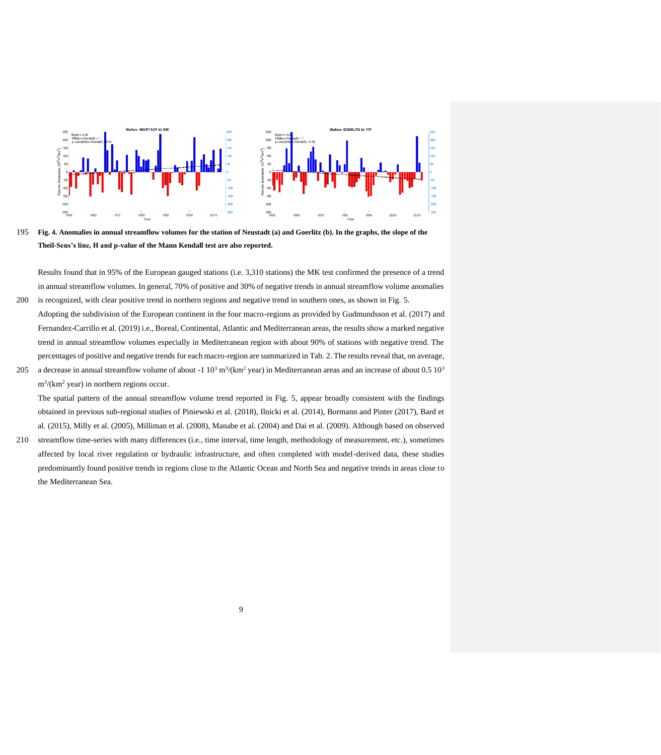**Fig. 4. Anomalies in annual streamflow volumes for the station of Neustadt (a) and Goerlitz (b). In the graphs, the slope of the Theil-Sens's line, H and p-value of the Mann Kendall test are also reported.**

Results found that in 95% of the European gauged stations (i.e. 3,310 stations) the MK test confirmed the presence of a trend in annual streamflow volumes. In general, 70% of positive and 30% of negative trends in annual streamflow volume anomalies is recognized, with clear positive trend in northern regions and negative trend in southern ones, as shown in Fig. 5.

Adopting the subdivision of the European continent in the four macro-regions as provided by Gudmundsson et al. (2017) and Fernandez-Carrillo et al. (2019) i.e., Boreal, Continental, Atlantic and Mediterranean areas, the results show a marked negative trend in annual streamflow volumes especially in Mediterranean region with about 90% of stations with negative trend. The percentages of positive and negative trends for each macro-region are summarized in Tab. 2. The results reveal that, on average, a decrease in annual streamflow volume of about -1 $10^3$ $m^3/(km^2$ year) in Mediterranean areas and an increase of about 0.5 $10^3$ $m^3/(km^2$ year) in northern regions occur.

The spatial pattern of the annual streamflow volume trend reported in Fig. 5, appear broadly consistent with the findings obtained in previous sub-regional studies of Piniewski et al. (2018), Ilnicki et al. (2014), Bormann and Pinter (2017), Bard et al. (2015), Milly et al. (2005), Milliman et al. (2008), Manabe et al. (2004) and Dai et al. (2009). Although based on observed streamflow time-series with many differences (i.e., time interval, time length, methodology of measurement, etc.), sometimes affected by local river regulation or hydraulic infrastructure, and often completed with model-derived data, these studies predominantly found positive trends in regions close to the Atlantic Ocean and North Sea and negative trends in areas close to the Mediterranean Sea.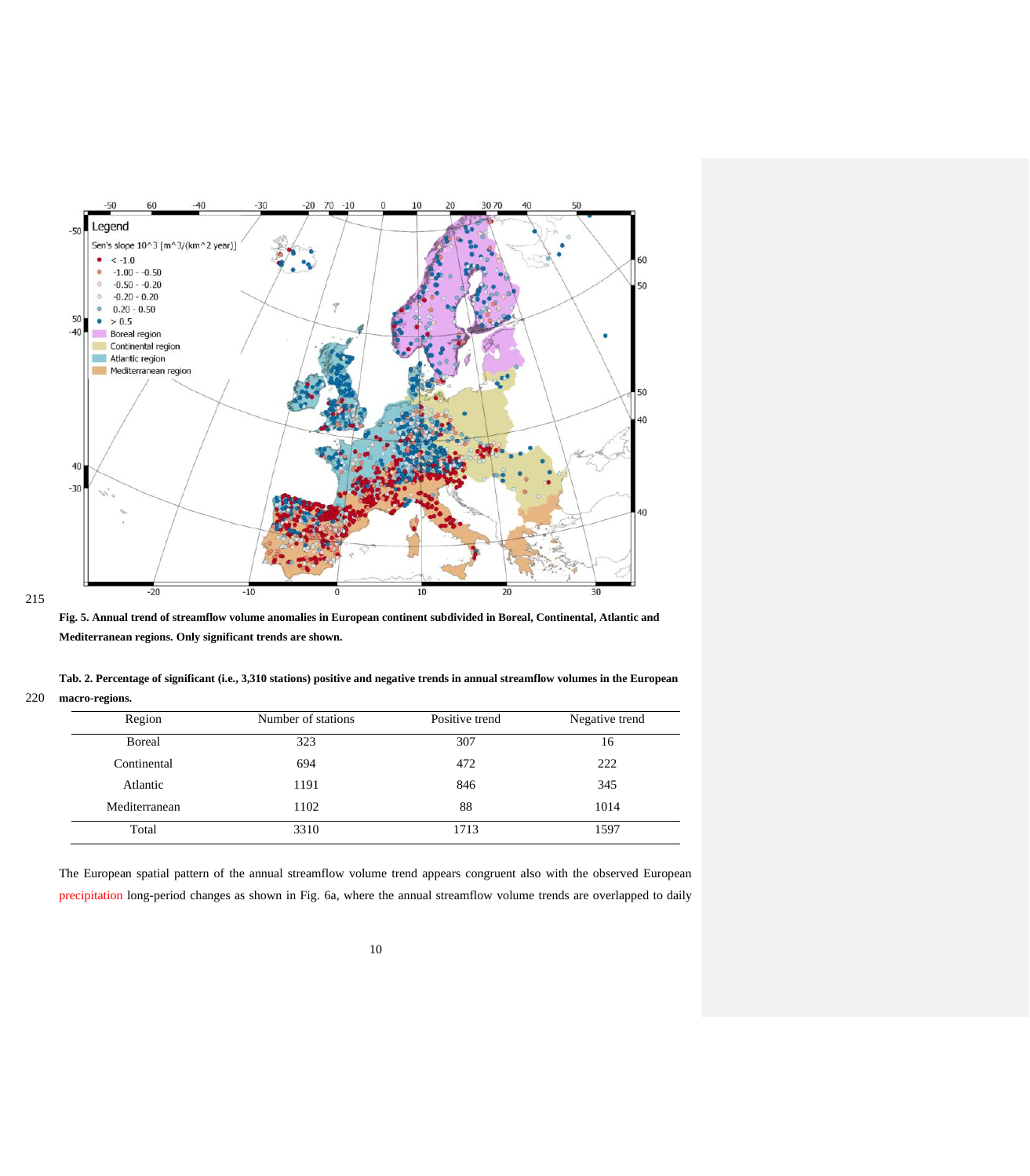**Fig. 5. Annual trend of streamflow volume anomalies in European continent subdivided in Boreal, Continental, Atlantic and Mediterranean regions. Only significant trends are shown.**

**Tab. 2. Percentage of significant (i.e., 3,310 stations) positive and negative trends in annual streamflow volumes in the European macro-regions.**

| Region | Number of stations | Positive trend | Negative trend |
|---|---|---|---|
| Boreal | 323 | 307 | 16 |
| Continental | 694 | 472 | 222 |
| Atlantic | 1191 | 846 | 345 |
| Mediterranean | 1102 | 88 | 1014 |
| Total | 3310 | 1713 | 1597 |

The European spatial pattern of the annual streamflow volume trend appears congruent also with the observed European precipitation long-period changes as shown in Fig. 6a, where the annual streamflow volume trends are overlapped to daily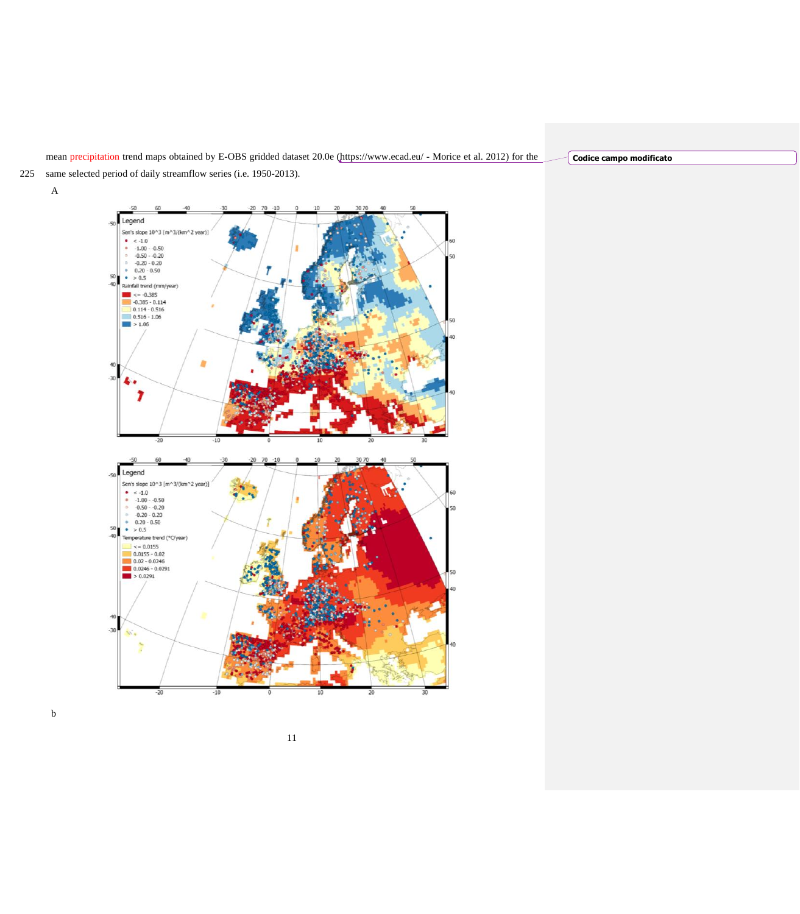mean precipitation trend maps obtained by E-OBS gridded dataset 20.0e (https://www.ecad.eu/ - Morice et al. 2012) for the same selected period of daily streamflow series (i.e. 1950-2013).

A

b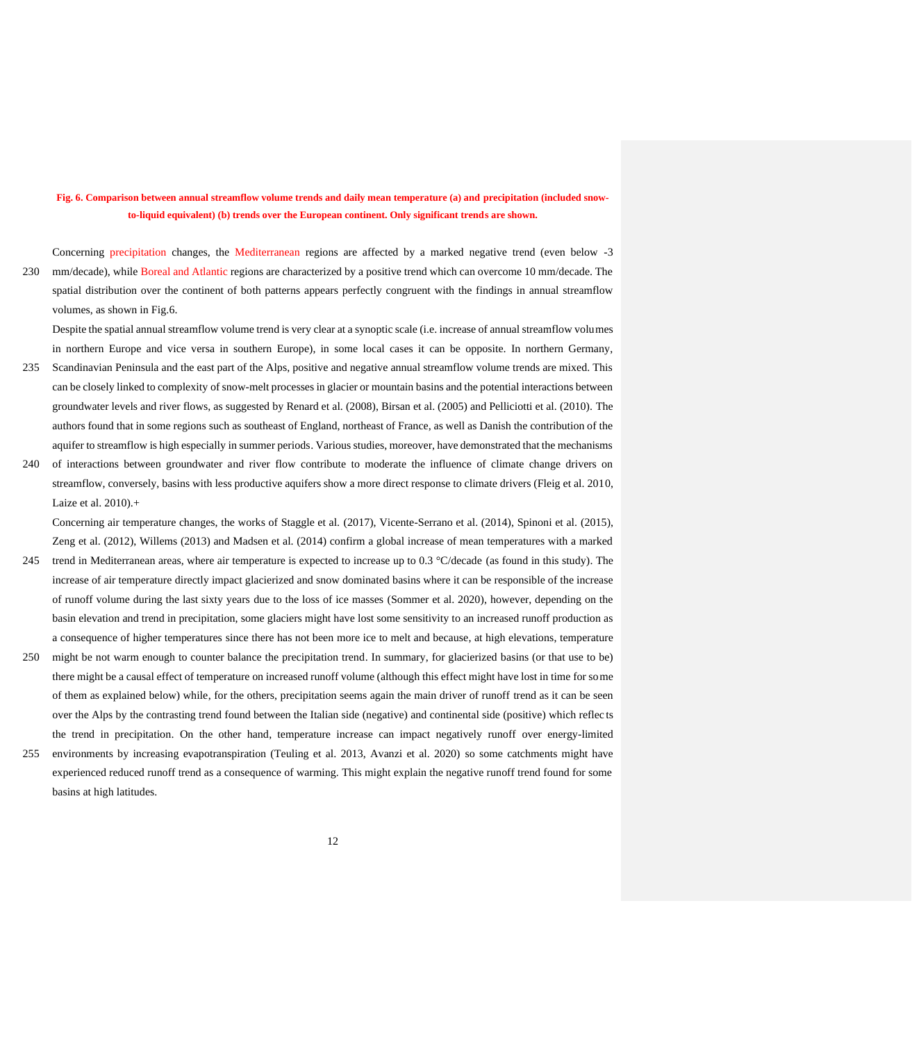**Fig. 6. Comparison between annual streamflow volume trends and daily mean temperature (a) and precipitation (included snow-to-liquid equivalent) (b) trends over the European continent. Only significant trends are shown.**

Concerning precipitation changes, the Mediterranean regions are affected by a marked negative trend (even below -3 mm/decade), while Boreal and Atlantic regions are characterized by a positive trend which can overcome 10 mm/decade. The spatial distribution over the continent of both patterns appears perfectly congruent with the findings in annual streamflow volumes, as shown in Fig.6.

Despite the spatial annual streamflow volume trend is very clear at a synoptic scale (i.e. increase of annual streamflow volumes in northern Europe and vice versa in southern Europe), in some local cases it can be opposite. In northern Germany, Scandinavian Peninsula and the east part of the Alps, positive and negative annual streamflow volume trends are mixed. This can be closely linked to complexity of snow-melt processes in glacier or mountain basins and the potential interactions between groundwater levels and river flows, as suggested by Renard et al. (2008), Birsan et al. (2005) and Pellicciotti et al. (2010). The authors found that in some regions such as southeast of England, northeast of France, as well as Danish the contribution of the aquifer to streamflow is high especially in summer periods. Various studies, moreover, have demonstrated that the mechanisms of interactions between groundwater and river flow contribute to moderate the influence of climate change drivers on streamflow, conversely, basins with less productive aquifers show a more direct response to climate drivers (Fleig et al. 2010, Laize et al. 2010).+

Concerning air temperature changes, the works of Stagggle et al. (2017), Vicente-Serrano et al. (2014), Spinoni et al. (2015), Zeng et al. (2012), Willems (2013) and Madsen et al. (2014) confirm a global increase of mean temperatures with a marked trend in Mediterranean areas, where air temperature is expected to increase up to 0.3 °C/decade (as found in this study). The increase of air temperature directly impact glacierized and snow dominated basins where it can be responsible of the increase of runoff volume during the last sixty years due to the loss of ice masses (Sommer et al. 2020), however, depending on the basin elevation and trend in precipitation, some glaciers might have lost some sensitivity to an increased runoff production as a consequence of higher temperatures since there has not been more ice to melt and because, at high elevations, temperature might be not warm enough to counter balance the precipitation trend. In summary, for glacierized basins (or that use to be) there might be a causal effect of temperature on increased runoff volume (although this effect might have lost in time for some of them as explained below) while, for the others, precipitation seems again the main driver of runoff trend as it can be seen over the Alps by the contrasting trend found between the Italian side (negative) and continental side (positive) which reflects the trend in precipitation. On the other hand, temperature increase can impact negatively runoff over energy-limited environments by increasing evapotranspiration (Teuling et al. 2013, Avanzi et al. 2020) so some catchments might have experienced reduced runoff trend as a consequence of warming. This might explain the negative runoff trend found for some basins at high latitudes.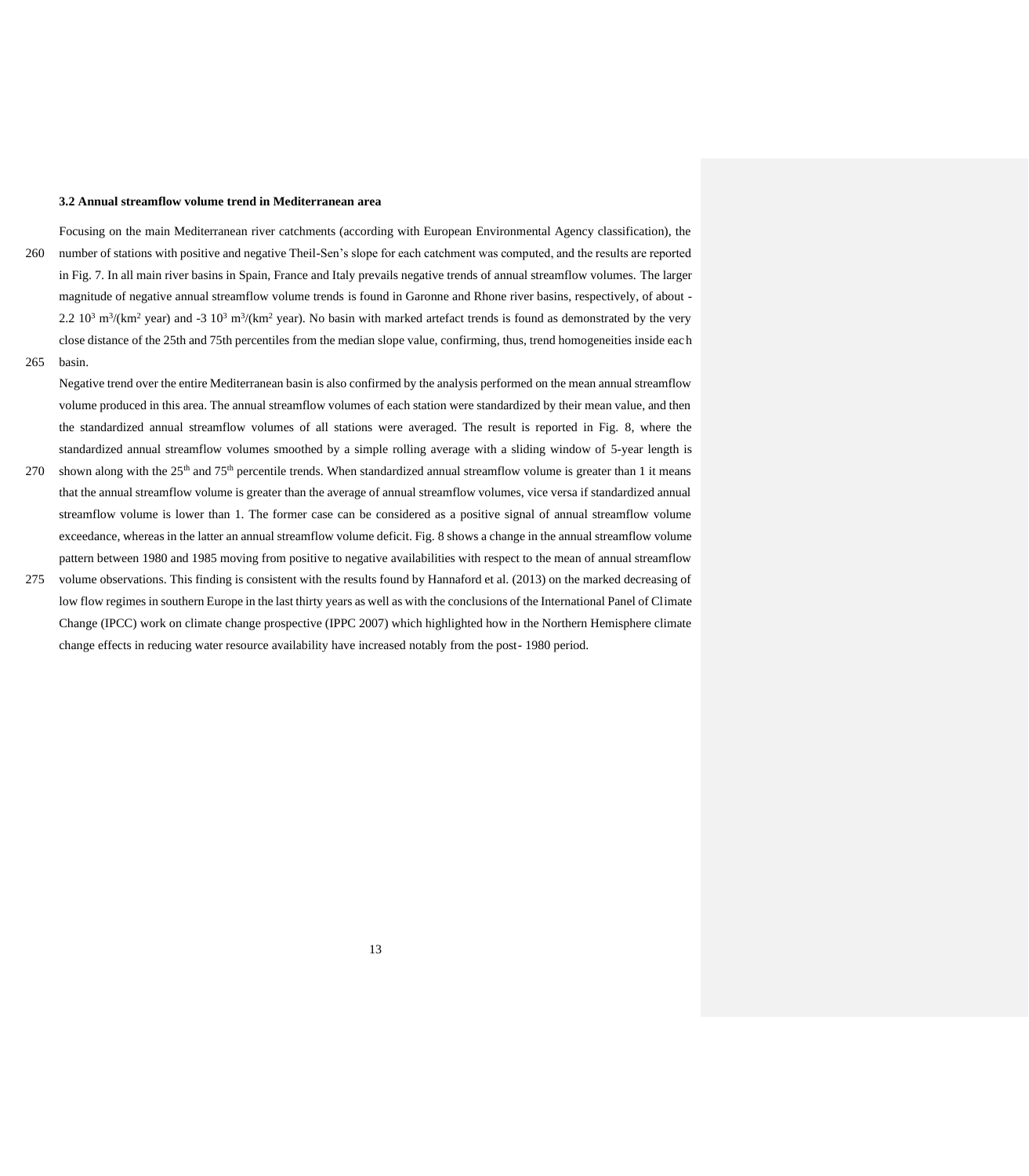### 3.2 Annual streamflow volume trend in Mediterranean area

Focusing on the main Mediterranean river catchments (according with European Environmental Agency classification), the number of stations with positive and negative Theil-Sen's slope for each catchment was computed, and the results are reported in Fig. 7. In all main river basins in Spain, France and Italy prevails negative trends of annual streamflow volumes. The larger magnitude of negative annual streamflow volume trends is found in Garonne and Rhone river basins, respectively, of about -2.2 $10^3$ $m^3/(km^2$ year) and -3 $10^3$ $m^3/(km^2$ year). No basin with marked artefact trends is found as demonstrated by the very close distance of the 25th and 75th percentiles from the median slope value, confirming, thus, trend homogeneities inside each basin.

Negative trend over the entire Mediterranean basin is also confirmed by the analysis performed on the mean annual streamflow volume produced in this area. The annual streamflow volumes of each station were standardized by their mean value, and then the standardized annual streamflow volumes of all stations were averaged. The result is reported in Fig. 8, where the standardized annual streamflow volumes smoothed by a simple rolling average with a sliding window of 5-year length is shown along with the $25^{th}$ and $75^{th}$ percentile trends. When standardized annual streamflow volume is greater than 1 it means that the annual streamflow volume is greater than the average of annual streamflow volumes, vice versa if standardized annual streamflow volume is lower than 1. The former case can be considered as a positive signal of annual streamflow volume exceedance, whereas in the latter an annual streamflow volume deficit. Fig. 8 shows a change in the annual streamflow volume pattern between 1980 and 1985 moving from positive to negative availabilities with respect to the mean of annual streamflow volume observations. This finding is consistent with the results found by Hannaford et al. (2013) on the marked decreasing of low flow regimes in southern Europe in the last thirty years as well as with the conclusions of the International Panel of Climate Change (IPCC) work on climate change prospective (IPPC 2007) which highlighted how in the Northern Hemisphere climate change effects in reducing water resource availability have increased notably from the post- 1980 period.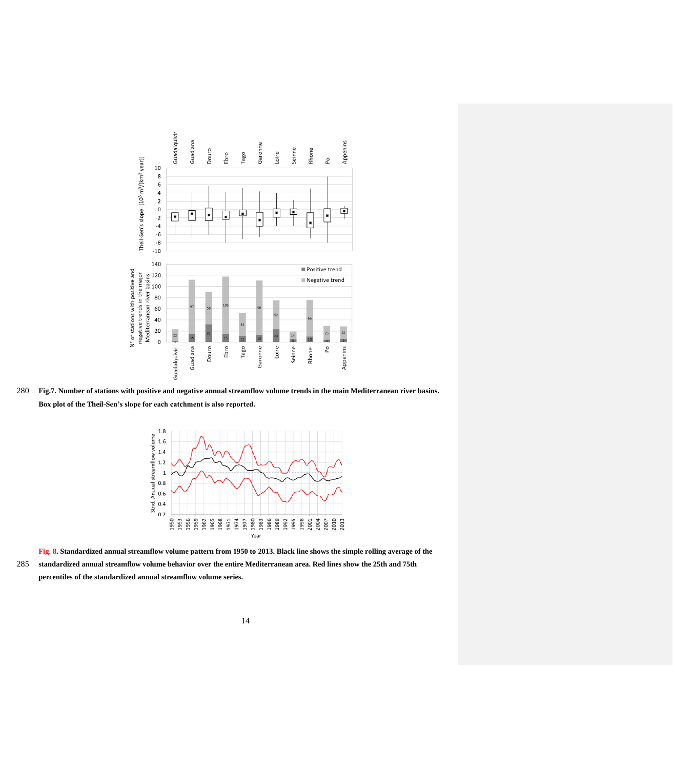Fig.7. Number of stations with positive and negative annual streamflow volume trends in the main Mediterranean river basins. Box plot of the Theil-Sen's slope for each catchment is also reported.

Fig. 8. Standardized annual streamflow volume pattern from 1950 to 2013. Black line shows the simple rolling average of the standardized annual streamflow volume behavior over the entire Mediterranean area. Red lines show the 25th and 75th percentiles of the standardized annual streamflow volume series.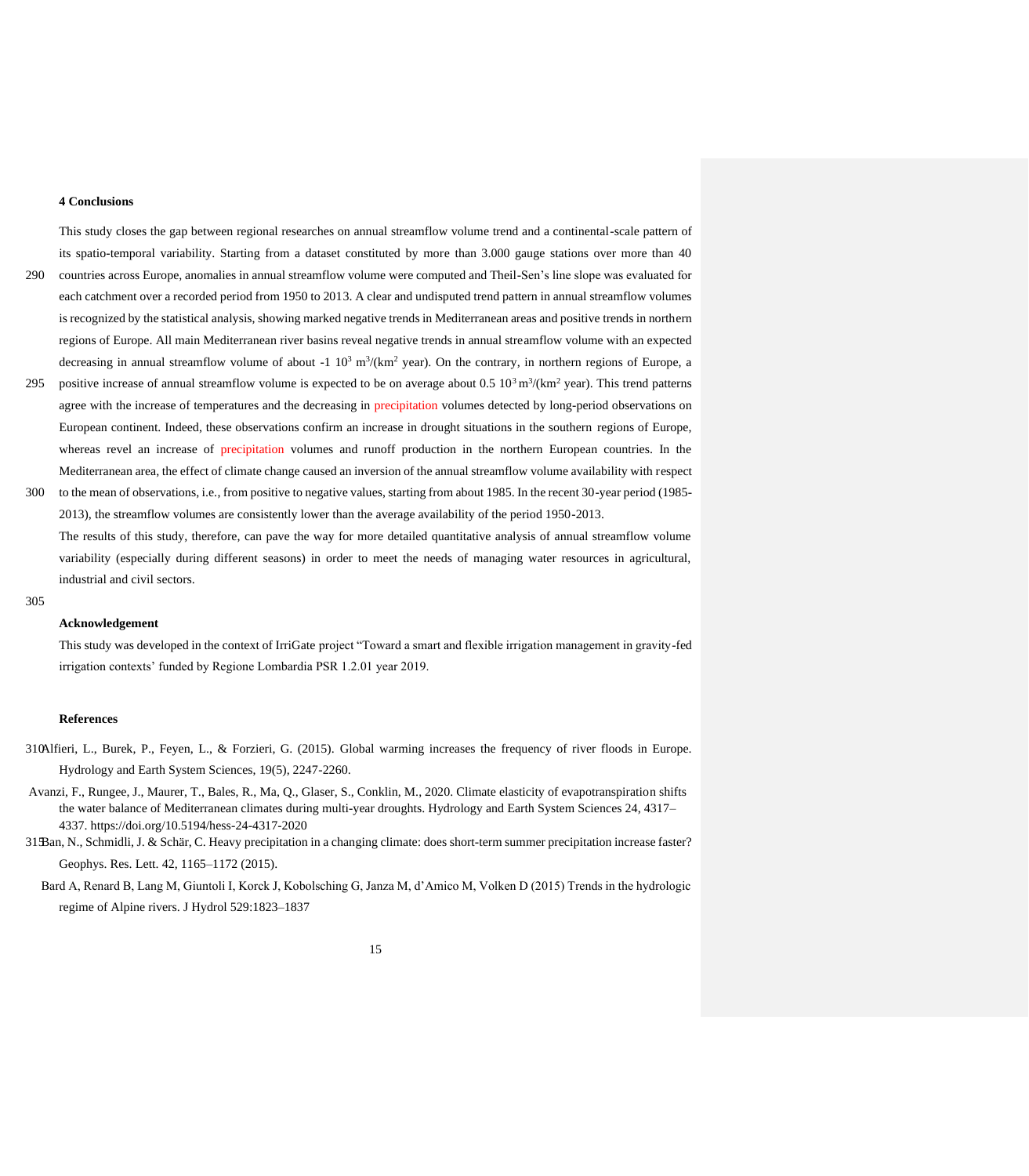### 4 Conclusions

This study closes the gap between regional researches on annual streamflow volume trend and a continental-scale pattern of its spatio-temporal variability. Starting from a dataset constituted by more than 3.000 gauge stations over more than 40 countries across Europe, anomalies in annual streamflow volume were computed and Theil-Sen's line slope was evaluated for each catchment over a recorded period from 1950 to 2013. A clear and undisputed trend pattern in annual streamflow volumes is recognized by the statistical analysis, showing marked negative trends in Mediterranean areas and positive trends in northern regions of Europe. All main Mediterranean river basins reveal negative trends in annual streamflow volume with an expected decreasing in annual streamflow volume of about -1 $10^3$ $m^3/(km^2$ year). On the contrary, in northern regions of Europe, a positive increase of annual streamflow volume is expected to be on average about 0.5 $10^3$ $m^3/(km^2$ year). This trend patterns agree with the increase of temperatures and the decreasing in precipitation volumes detected by long-period observations on European continent. Indeed, these observations confirm an increase in drought situations in the southern regions of Europe, whereas revel an increase of precipitation volumes and runoff production in the northern European countries. In the Mediterranean area, the effect of climate change caused an inversion of the annual streamflow volume availability with respect to the mean of observations, i.e., from positive to negative values, starting from about 1985. In the recent 30-year period (1985-2013), the streamflow volumes are consistently lower than the average availability of the period 1950-2013.

The results of this study, therefore, can pave the way for more detailed quantitative analysis of annual streamflow volume variability (especially during different seasons) in order to meet the needs of managing water resources in agricultural, industrial and civil sectors.

### Acknowledgement

This study was developed in the context of IrriGate project "Toward a smart and flexible irrigation management in gravity-fed irrigation contexts' funded by Regione Lombardia PSR 1.2.01 year 2019.

### References

Alfieri, L., Burek, P., Feyen, L., & Forzieri, G. (2015). Global warming increases the frequency of river floods in Europe. Hydrology and Earth System Sciences, 19(5), 2247-2260.

Avanzi, F., Rungee, J., Maurer, T., Bales, R., Ma, Q., Glaser, S., Conklin, M., 2020. Climate elasticity of evapotranspiration shifts the water balance of Mediterranean climates during multi-year droughts. Hydrology and Earth System Sciences 24, 4317–4337. https://doi.org/10.5194/hess-24-4317-2020

Ban, N., Schmidli, J. & Schär, C. Heavy precipitation in a changing climate: does short-term summer precipitation increase faster? Geophys. Res. Lett. 42, 1165–1172 (2015).

Bard A, Renard B, Lang M, Giuntoli I, Korck J, Kobolsching G, Janza M, d'Amico M, Volken D (2015) Trends in the hydrologic regime of Alpine rivers. J Hydrol 529:1823–1837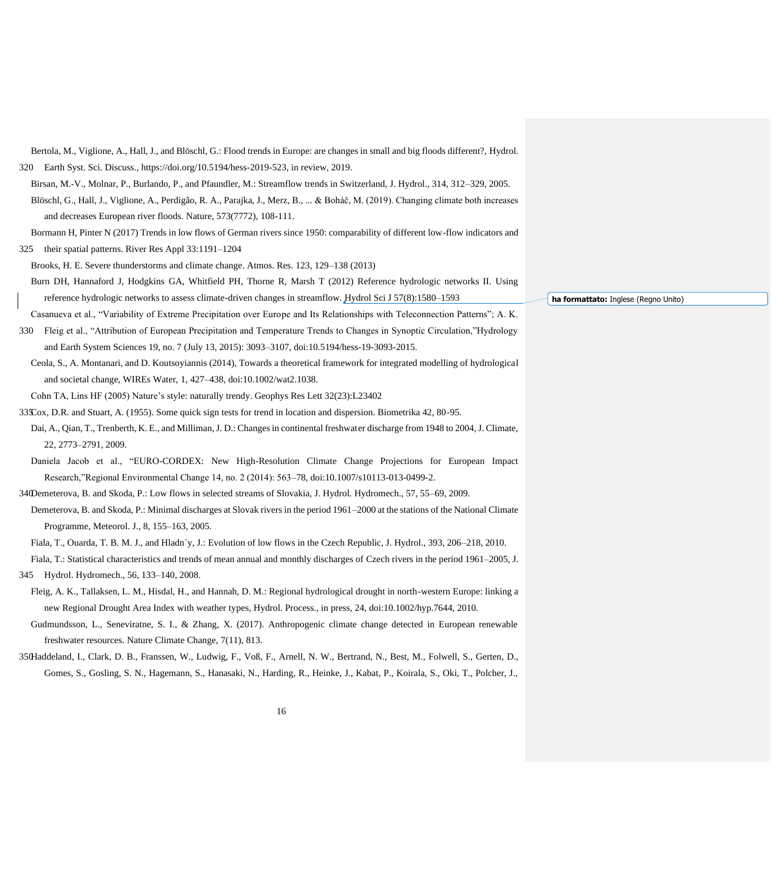Bertola, M., Viglione, A., Hall, J., and Blöschl, G.: Flood trends in Europe: are changes in small and big floods different?, Hydrol. Earth Syst. Sci. Discuss., https://doi.org/10.5194/hess-2019-523, in review, 2019.

Birsan, M.-V., Molnar, P., Burlando, P., and Pfaundler, M.: Streamflow trends in Switzerland, J. Hydrol., 314, 312–329, 2005.

Blöschl, G., Hall, J., Viglione, A., Perdigão, R. A., Parajka, J., Merz, B., ... & Boháč, M. (2019). Changing climate both increases and decreases European river floods. Nature, 573(7772), 108-111.

Bormann H, Pinter N (2017) Trends in low flows of German rivers since 1950: comparability of different low-flow indicators and their spatial patterns. River Res Appl 33:1191–1204

Brooks, H. E. Severe thunderstorms and climate change. Atmos. Res. 123, 129–138 (2013)

Burn DH, Hannaford J, Hodgkins GA, Whitfield PH, Thorne R, Marsh T (2012) Reference hydrologic networks II. Using reference hydrologic networks to assess climate-driven changes in streamflow. Hydrol Sci J 57(8):1580–1593

Casanueva et al., "Variability of Extreme Precipitation over Europe and Its Relationships with Teleconnection Patterns"; A. K. Fleig et al., "Attribution of European Precipitation and Temperature Trends to Changes in Synoptic Circulation,"Hydrology and Earth System Sciences 19, no. 7 (July 13, 2015): 3093–3107, doi:10.5194/hess-19-3093-2015.

Ceola, S., A. Montanari, and D. Koutsoyiannis (2014), Towards a theoretical framework for integrated modelling of hydrological and societal change, WIREs Water, 1, 427–438, doi:10.1002/wat2.1038.

Cohn TA, Lins HF (2005) Nature's style: naturally trendy. Geophys Res Lett 32(23):L23402

Cox, D.R. and Stuart, A. (1955). Some quick sign tests for trend in location and dispersion. Biometrika 42, 80-95.

Dai, A., Qian, T., Trenberth, K. E., and Milliman, J. D.: Changes in continental freshwater discharge from 1948 to 2004, J. Climate, 22, 2773–2791, 2009.

Daniela Jacob et al., "EURO-CORDEX: New High-Resolution Climate Change Projections for European Impact Research,"Regional Environmental Change 14, no. 2 (2014): 563–78, doi:10.1007/s10113-013-0499-2.

Demeterova, B. and Skoda, P.: Low flows in selected streams of Slovakia, J. Hydrol. Hydromech., 57, 55–69, 2009.

Demeterova, B. and Skoda, P.: Minimal discharges at Slovak rivers in the period 1961–2000 at the stations of the National Climate Programme, Meteorol. J., 8, 155–163, 2005.

Fiala, T., Ouarda, T. B. M. J., and Hladn´y, J.: Evolution of low flows in the Czech Republic, J. Hydrol., 393, 206–218, 2010.

Fiala, T.: Statistical characteristics and trends of mean annual and monthly discharges of Czech rivers in the period 1961–2005, J. Hydrol. Hydromech., 56, 133–140, 2008.

Fleig, A. K., Tallaksen, L. M., Hisdal, H., and Hannah, D. M.: Regional hydrological drought in north-western Europe: linking a new Regional Drought Area Index with weather types, Hydrol. Process., in press, 24, doi:10.1002/hyp.7644, 2010.

Gudmundsson, L., Seneviratne, S. I., & Zhang, X. (2017). Anthropogenic climate change detected in European renewable freshwater resources. Nature Climate Change, 7(11), 813.

Haddeland, I., Clark, D. B., Franssen, W., Ludwig, F., Voß, F., Arnell, N. W., Bertrand, N., Best, M., Folwell, S., Gerten, D., Gomes, S., Gosling, S. N., Hagemann, S., Hanasaki, N., Harding, R., Heinke, J., Kabat, P., Koirala, S., Oki, T., Polcher, J.,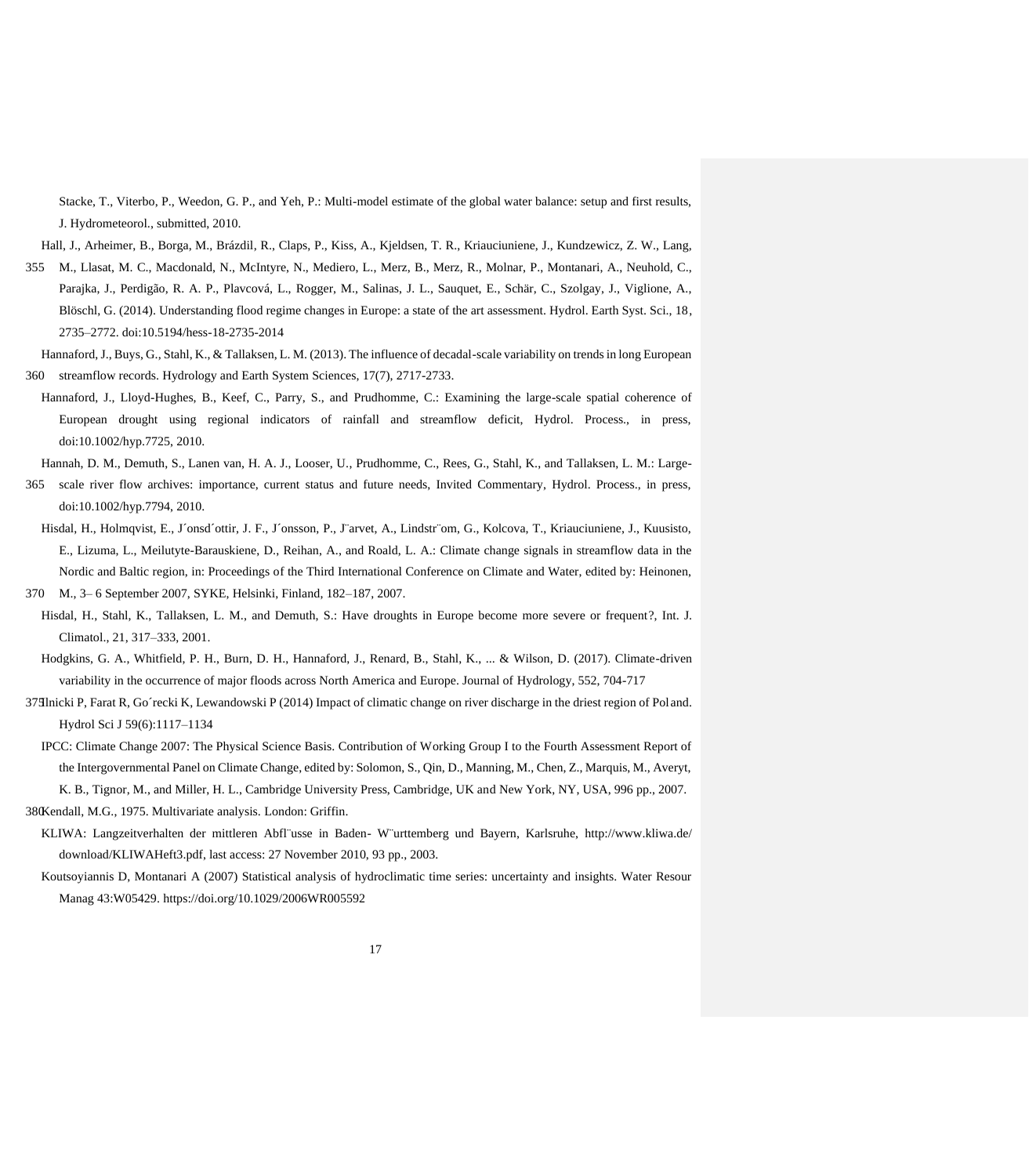Stacke, T., Viterbo, P., Weedon, G. P., and Yeh, P.: Multi-model estimate of the global water balance: setup and first results, J. Hydrometeorol., submitted, 2010.

Hall, J., Arheimer, B., Borga, M., Brázdil, R., Claps, P., Kiss, A., Kjeldsen, T. R., Kriauciuniene, J., Kundzewicz, Z. W., Lang, M., Llasat, M. C., Macdonald, N., McIntyre, N., Mediero, L., Merz, B., Merz, R., Molnar, P., Montanari, A., Neuhold, C., Parajka, J., Perdigão, R. A. P., Plavcová, L., Rogger, M., Salinas, J. L., Sauquet, E., Schär, C., Szolgay, J., Viglione, A., Blöschl, G. (2014). Understanding flood regime changes in Europe: a state of the art assessment. Hydrol. Earth Syst. Sci., 18, 2735–2772. doi:10.5194/hess-18-2735-2014

Hannaford, J., Buys, G., Stahl, K., & Tallaksen, L. M. (2013). The influence of decadal-scale variability on trends in long European streamflow records. Hydrology and Earth System Sciences, 17(7), 2717-2733.

Hannaford, J., Lloyd-Hughes, B., Keef, C., Parry, S., and Prudhomme, C.: Examining the large-scale spatial coherence of European drought using regional indicators of rainfall and streamflow deficit, Hydrol. Process., in press, doi:10.1002/hyp.7725, 2010.

Hannah, D. M., Demuth, S., Lanen van, H. A. J., Looser, U., Prudhomme, C., Rees, G., Stahl, K., and Tallaksen, L. M.: Large-scale river flow archives: importance, current status and future needs, Invited Commentary, Hydrol. Process., in press, doi:10.1002/hyp.7794, 2010.

Hisdal, H., Holmqvist, E., J´onsd´ottir, J. F., J´onsson, P., J¨arvet, A., Lindstr¨om, G., Kolcova, T., Kriauciuniene, J., Kuusisto, E., Lizuma, L., Meilutyte-Barauskiene, D., Reihan, A., and Roald, L. A.: Climate change signals in streamflow data in the Nordic and Baltic region, in: Proceedings of the Third International Conference on Climate and Water, edited by: Heinonen, M., 3– 6 September 2007, SYKE, Helsinki, Finland, 182–187, 2007.

Hisdal, H., Stahl, K., Tallaksen, L. M., and Demuth, S.: Have droughts in Europe become more severe or frequent?, Int. J. Climatol., 21, 317–333, 2001.

Hodgkins, G. A., Whitfield, P. H., Burn, D. H., Hannaford, J., Renard, B., Stahl, K., ... & Wilson, D. (2017). Climate-driven variability in the occurrence of major floods across North America and Europe. Journal of Hydrology, 552, 704-717

Ilnicki P, Farat R, Go´recki K, Lewandowski P (2014) Impact of climatic change on river discharge in the driest region of Poland. Hydrol Sci J 59(6):1117–1134

IPCC: Climate Change 2007: The Physical Science Basis. Contribution of Working Group I to the Fourth Assessment Report of the Intergovernmental Panel on Climate Change, edited by: Solomon, S., Qin, D., Manning, M., Chen, Z., Marquis, M., Averyt, K. B., Tignor, M., and Miller, H. L., Cambridge University Press, Cambridge, UK and New York, NY, USA, 996 pp., 2007.

Kendall, M.G., 1975. Multivariate analysis. London: Griffin.

KLIWA: Langzeitverhalten der mittleren Abfl¨usse in Baden- W¨urttemberg und Bayern, Karlsruhe, http://www.kliwa.de/download/KLIWAHeft3.pdf, last access: 27 November 2010, 93 pp., 2003.

Koutsoyiannis D, Montanari A (2007) Statistical analysis of hydroclimatic time series: uncertainty and insights. Water Resour Manag 43:W05429. https://doi.org/10.1029/2006WR005592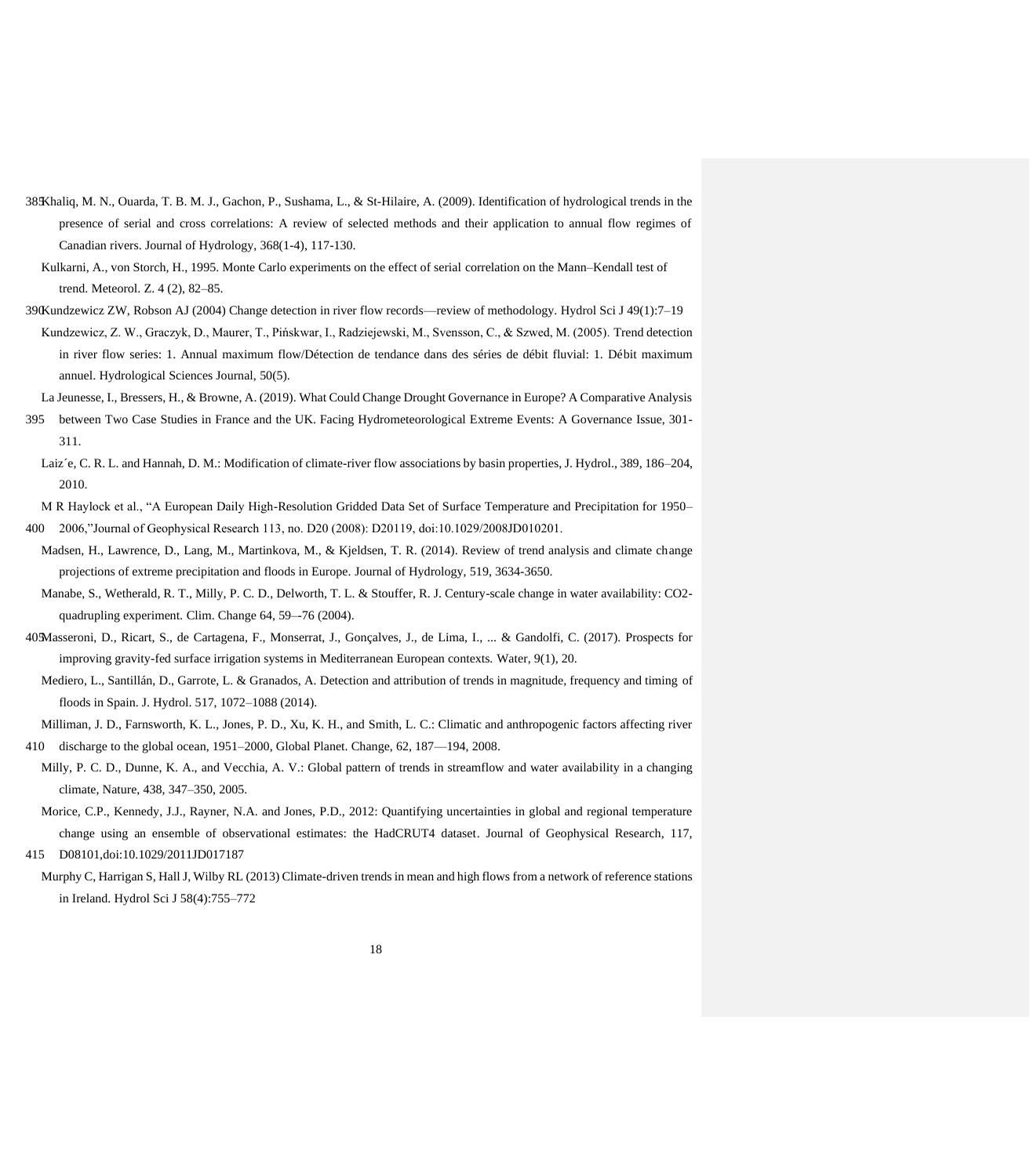Khaliq, M. N., Ouarda, T. B. M. J., Gachon, P., Sushama, L., & St-Hilaire, A. (2009). Identification of hydrological trends in the presence of serial and cross correlations: A review of selected methods and their application to annual flow regimes of Canadian rivers. Journal of Hydrology, 368(1-4), 117-130.

Kulkarni, A., von Storch, H., 1995. Monte Carlo experiments on the effect of serial correlation on the Mann–Kendall test of trend. Meteorol. Z. 4 (2), 82–85.

Kundzewicz ZW, Robson AJ (2004) Change detection in river flow records—review of methodology. Hydrol Sci J 49(1):7–19

Kundzewicz, Z. W., Graczyk, D., Maurer, T., Pińskwar, I., Radziejewski, M., Svensson, C., & Szwed, M. (2005). Trend detection in river flow series: 1. Annual maximum flow/Détection de tendance dans des séries de débit fluvial: 1. Débit maximum annuel. Hydrological Sciences Journal, 50(5).

La Jeunesse, I., Bressers, H., & Browne, A. (2019). What Could Change Drought Governance in Europe? A Comparative Analysis between Two Case Studies in France and the UK. Facing Hydrometeorological Extreme Events: A Governance Issue, 301-311.

Laiz´e, C. R. L. and Hannah, D. M.: Modification of climate-river flow associations by basin properties, J. Hydrol., 389, 186–204, 2010.

M R Haylock et al., "A European Daily High-Resolution Gridded Data Set of Surface Temperature and Precipitation for 1950–2006,"Journal of Geophysical Research 113, no. D20 (2008): D20119, doi:10.1029/2008JD010201.

Madsen, H., Lawrence, D., Lang, M., Martinkova, M., & Kjeldsen, T. R. (2014). Review of trend analysis and climate change projections of extreme precipitation and floods in Europe. Journal of Hydrology, 519, 3634-3650.

Manabe, S., Wetherald, R. T., Milly, P. C. D., Delworth, T. L. & Stouffer, R. J. Century-scale change in water availability: CO2-quadrupling experiment. Clim. Change 64, 59–-76 (2004).

Masseroni, D., Ricart, S., de Cartagena, F., Monserrat, J., Gonçalves, J., de Lima, I., ... & Gandolfi, C. (2017). Prospects for improving gravity-fed surface irrigation systems in Mediterranean European contexts. Water, 9(1), 20.

Mediero, L., Santillán, D., Garrote, L. & Granados, A. Detection and attribution of trends in magnitude, frequency and timing of floods in Spain. J. Hydrol. 517, 1072–1088 (2014).

Milliman, J. D., Farnsworth, K. L., Jones, P. D., Xu, K. H., and Smith, L. C.: Climatic and anthropogenic factors affecting river discharge to the global ocean, 1951–2000, Global Planet. Change, 62, 187—194, 2008.

Milly, P. C. D., Dunne, K. A., and Vecchia, A. V.: Global pattern of trends in streamflow and water availability in a changing climate, Nature, 438, 347–350, 2005.

Morice, C.P., Kennedy, J.J., Rayner, N.A. and Jones, P.D., 2012: Quantifying uncertainties in global and regional temperature change using an ensemble of observational estimates: the HadCRUT4 dataset. Journal of Geophysical Research, 117, D08101,doi:10.1029/2011JD017187

Murphy C, Harrigan S, Hall J, Wilby RL (2013) Climate-driven trends in mean and high flows from a network of reference stations in Ireland. Hydrol Sci J 58(4):755–772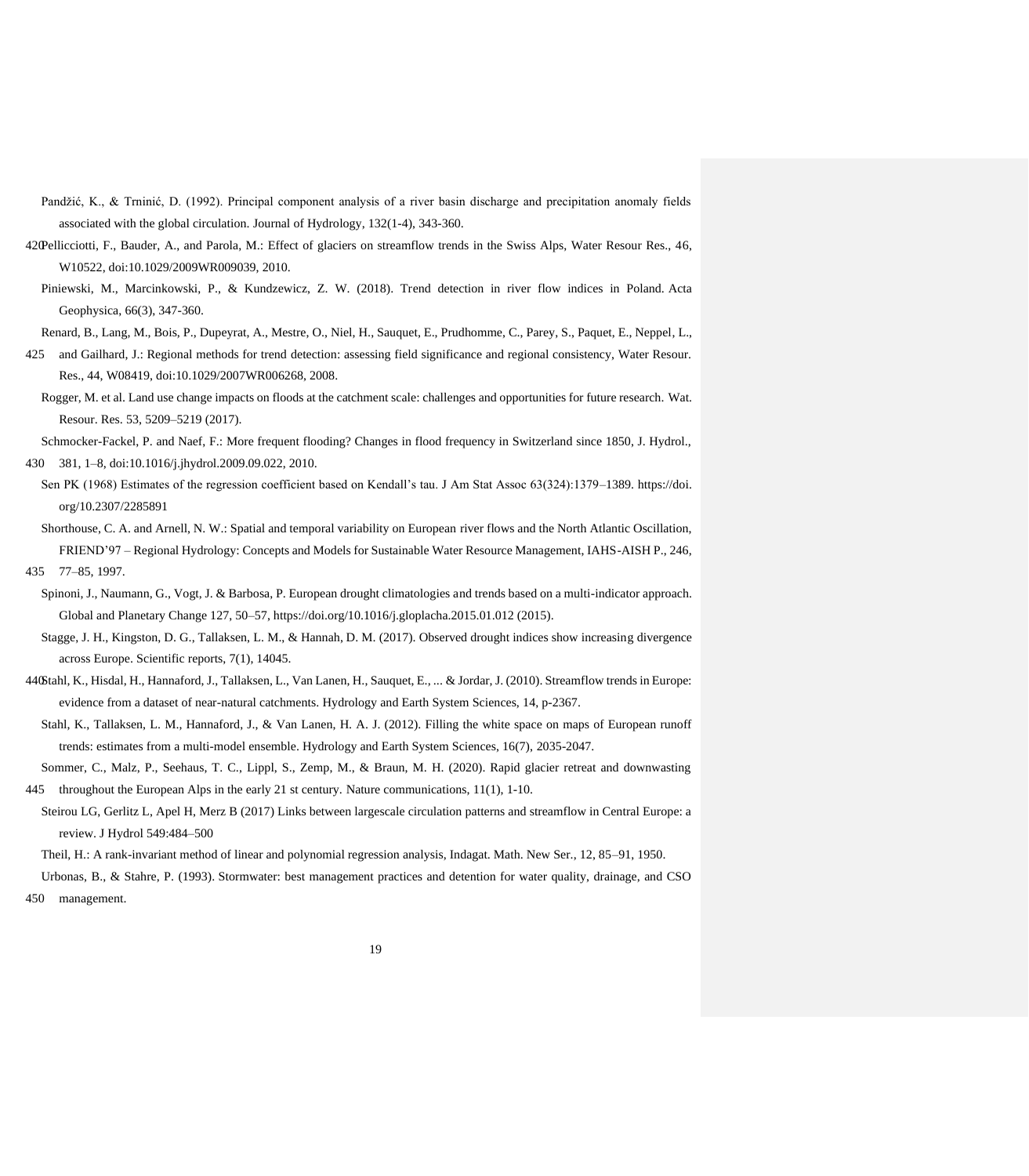Pandžić, K., & Trninić, D. (1992). Principal component analysis of a river basin discharge and precipitation anomaly fields associated with the global circulation. Journal of Hydrology, 132(1-4), 343-360.

Pellicciotti, F., Bauder, A., and Parola, M.: Effect of glaciers on streamflow trends in the Swiss Alps, Water Resour Res., 46, W10522, doi:10.1029/2009WR009039, 2010.

Piniewski, M., Marcinkowski, P., & Kundzewicz, Z. W. (2018). Trend detection in river flow indices in Poland. Acta Geophysica, 66(3), 347-360.

Renard, B., Lang, M., Bois, P., Dupeyrat, A., Mestre, O., Niel, H., Sauquet, E., Prudhomme, C., Parey, S., Paquet, E., Neppel, L., and Gailhard, J.: Regional methods for trend detection: assessing field significance and regional consistency, Water Resour. Res., 44, W08419, doi:10.1029/2007WR006268, 2008.

Rogger, M. et al. Land use change impacts on floods at the catchment scale: challenges and opportunities for future research. Wat. Resour. Res. 53, 5209–5219 (2017).

Schmocker-Fackel, P. and Naef, F.: More frequent flooding? Changes in flood frequency in Switzerland since 1850, J. Hydrol., 381, 1–8, doi:10.1016/j.jhydrol.2009.09.022, 2010.

Sen PK (1968) Estimates of the regression coefficient based on Kendall's tau. J Am Stat Assoc 63(324):1379–1389. https://doi.org/10.2307/2285891

Shorthouse, C. A. and Arnell, N. W.: Spatial and temporal variability on European river flows and the North Atlantic Oscillation, FRIEND'97 – Regional Hydrology: Concepts and Models for Sustainable Water Resource Management, IAHS-AISH P., 246, 77–85, 1997.

Spinoni, J., Naumann, G., Vogt, J. & Barbosa, P. European drought climatologies and trends based on a multi-indicator approach. Global and Planetary Change 127, 50–57, https://doi.org/10.1016/j.gloplacha.2015.01.012 (2015).

Stagge, J. H., Kingston, D. G., Tallaksen, L. M., & Hannah, D. M. (2017). Observed drought indices show increasing divergence across Europe. Scientific reports, 7(1), 14045.

Stahl, K., Hisdal, H., Hannaford, J., Tallaksen, L., Van Lanen, H., Sauquet, E., ... & Jordar, J. (2010). Streamflow trends in Europe: evidence from a dataset of near-natural catchments. Hydrology and Earth System Sciences, 14, p-2367.

Stahl, K., Tallaksen, L. M., Hannaford, J., & Van Lanen, H. A. J. (2012). Filling the white space on maps of European runoff trends: estimates from a multi-model ensemble. Hydrology and Earth System Sciences, 16(7), 2035-2047.

Sommer, C., Malz, P., Seehaus, T. C., Lippl, S., Zemp, M., & Braun, M. H. (2020). Rapid glacier retreat and downwasting throughout the European Alps in the early 21 st century. Nature communications, 11(1), 1-10.

Steirou LG, Gerlitz L, Apel H, Merz B (2017) Links between largescale circulation patterns and streamflow in Central Europe: a review. J Hydrol 549:484–500

Theil, H.: A rank-invariant method of linear and polynomial regression analysis, Indagat. Math. New Ser., 12, 85–91, 1950.

Urbonas, B., & Stahre, P. (1993). Stormwater: best management practices and detention for water quality, drainage, and CSO management.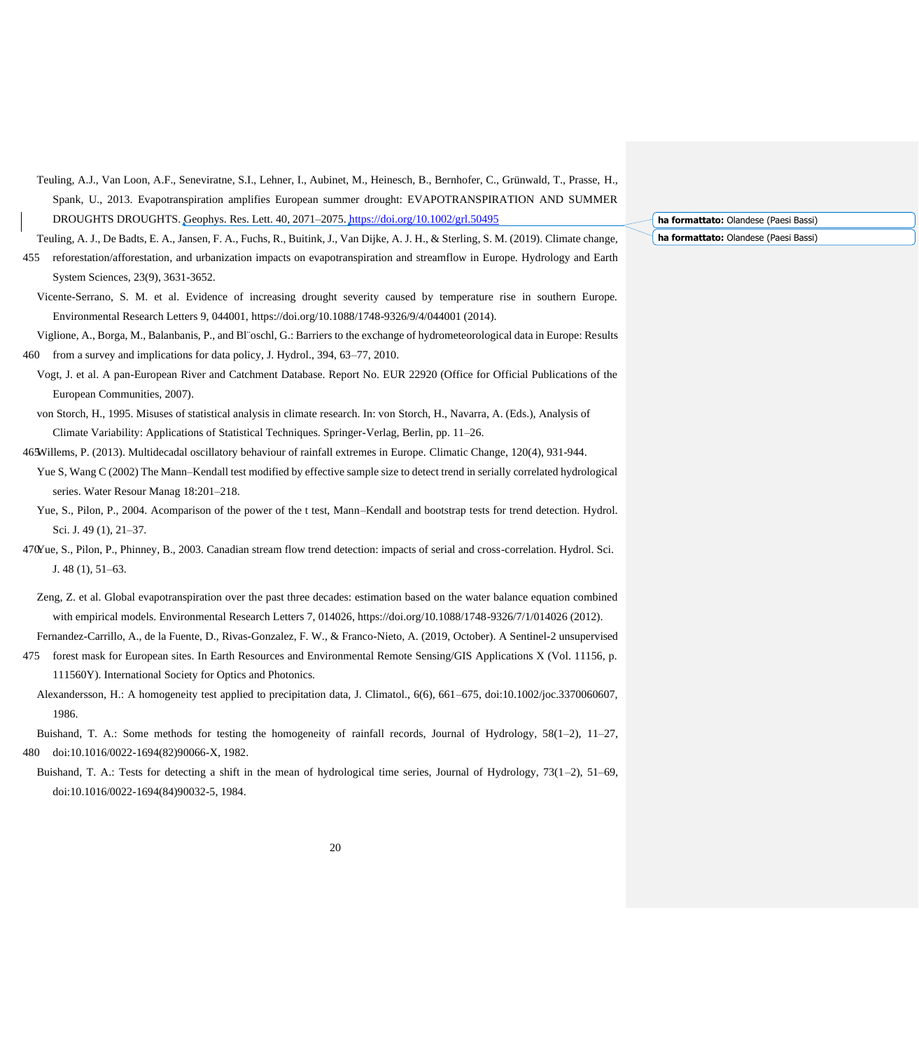Teuling, A.J., Van Loon, A.F., Seneviratne, S.I., Lehner, I., Aubinet, M., Heinesch, B., Bernhofer, C., Grünwald, T., Prasse, H., Spank, U., 2013. Evapotranspiration amplifies European summer drought: EVAPOTRANSPIRATION AND SUMMER DROUGHTS DROUGHTS. Geophys. Res. Lett. 40, 2071–2075. https://doi.org/10.1002/grl.50495

Teuling, A. J., De Badts, E. A., Jansen, F. A., Fuchs, R., Buitink, J., Van Dijke, A. J. H., & Sterling, S. M. (2019). Climate change, reforestation/afforestation, and urbanization impacts on evapotranspiration and streamflow in Europe. Hydrology and Earth System Sciences, 23(9), 3631-3652.

Vicente-Serrano, S. M. et al. Evidence of increasing drought severity caused by temperature rise in southern Europe. Environmental Research Letters 9, 044001, https://doi.org/10.1088/1748-9326/9/4/044001 (2014).

Viglione, A., Borga, M., Balanbanis, P., and Bl¨oschl, G.: Barriers to the exchange of hydrometeorological data in Europe: Results from a survey and implications for data policy, J. Hydrol., 394, 63–77, 2010.

Vogt, J. et al. A pan-European River and Catchment Database. Report No. EUR 22920 (Office for Official Publications of the European Communities, 2007).

von Storch, H., 1995. Misuses of statistical analysis in climate research. In: von Storch, H., Navarra, A. (Eds.), Analysis of Climate Variability: Applications of Statistical Techniques. Springer-Verlag, Berlin, pp. 11–26.

Willems, P. (2013). Multidecadal oscillatory behaviour of rainfall extremes in Europe. Climatic Change, 120(4), 931-944.

Yue S, Wang C (2002) The Mann–Kendall test modified by effective sample size to detect trend in serially correlated hydrological series. Water Resour Manag 18:201–218.

Yue, S., Pilon, P., 2004. Acomparison of the power of the t test, Mann–Kendall and bootstrap tests for trend detection. Hydrol. Sci. J. 49 (1), 21–37.

Yue, S., Pilon, P., Phinney, B., 2003. Canadian stream flow trend detection: impacts of serial and cross-correlation. Hydrol. Sci. J. 48 (1), 51–63.

Zeng, Z. et al. Global evapotranspiration over the past three decades: estimation based on the water balance equation combined with empirical models. Environmental Research Letters 7, 014026, https://doi.org/10.1088/1748-9326/7/1/014026 (2012).

Fernandez-Carrillo, A., de la Fuente, D., Rivas-Gonzalez, F. W., & Franco-Nieto, A. (2019, October). A Sentinel-2 unsupervised forest mask for European sites. In Earth Resources and Environmental Remote Sensing/GIS Applications X (Vol. 11156, p. 111560Y). International Society for Optics and Photonics.

Alexandersson, H.: A homogeneity test applied to precipitation data, J. Climatol., 6(6), 661–675, doi:10.1002/joc.3370060607, 1986.

Buishand, T. A.: Some methods for testing the homogeneity of rainfall records, Journal of Hydrology, 58(1–2), 11–27, doi:10.1016/0022-1694(82)90066-X, 1982.

Buishand, T. A.: Tests for detecting a shift in the mean of hydrological time series, Journal of Hydrology, 73(1–2), 51–69, doi:10.1016/0022-1694(84)90032-5, 1984.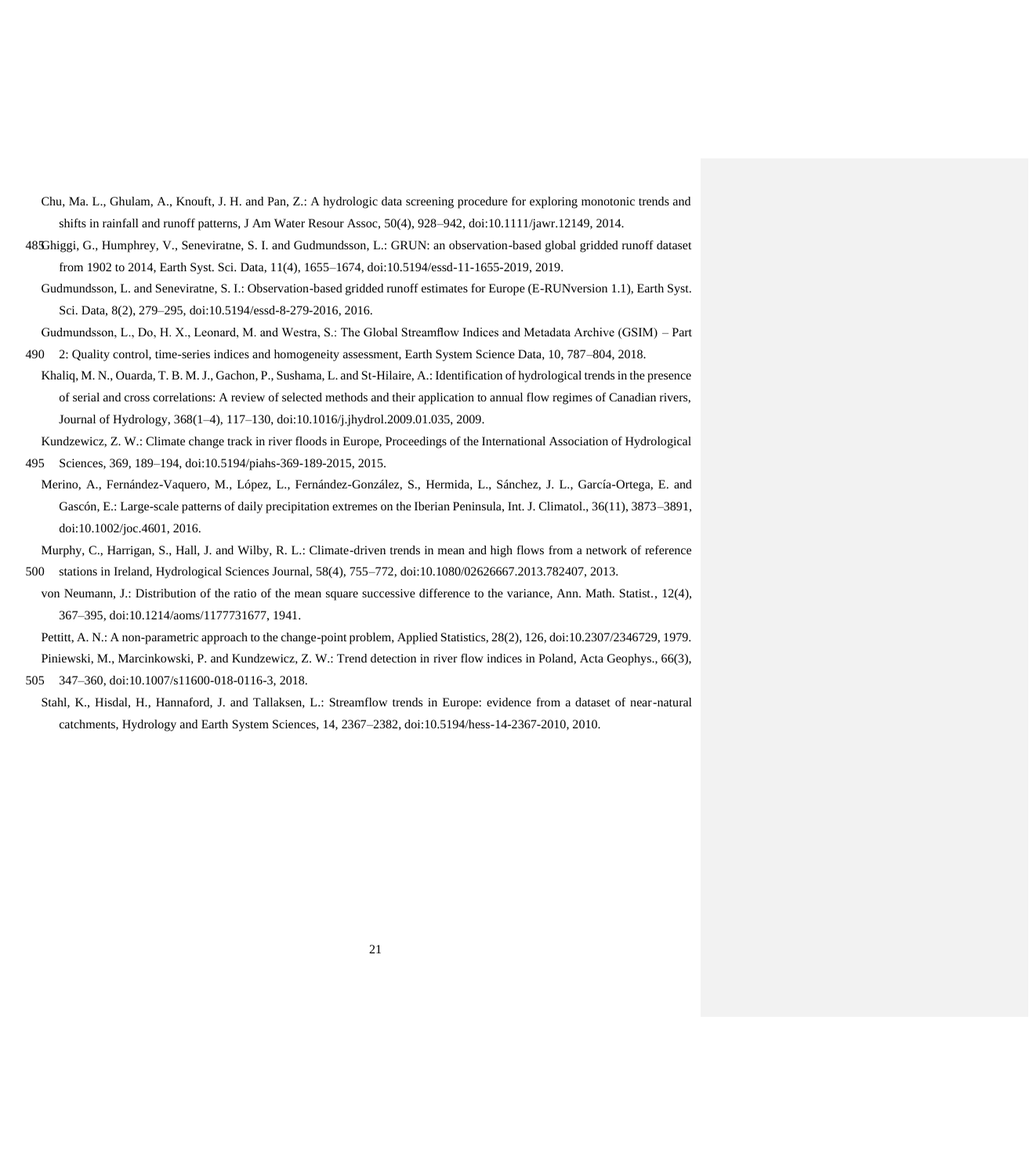Chu, Ma. L., Ghulam, A., Knouft, J. H. and Pan, Z.: A hydrologic data screening procedure for exploring monotonic trends and shifts in rainfall and runoff patterns, J Am Water Resour Assoc, 50(4), 928–942, doi:10.1111/jawr.12149, 2014.

Ghiggi, G., Humphrey, V., Seneviratne, S. I. and Gudmundsson, L.: GRUN: an observation-based global gridded runoff dataset from 1902 to 2014, Earth Syst. Sci. Data, 11(4), 1655–1674, doi:10.5194/essd-11-1655-2019, 2019.

Gudmundsson, L. and Seneviratne, S. I.: Observation-based gridded runoff estimates for Europe (E-RUNversion 1.1), Earth Syst. Sci. Data, 8(2), 279–295, doi:10.5194/essd-8-279-2016, 2016.

Gudmundsson, L., Do, H. X., Leonard, M. and Westra, S.: The Global Streamflow Indices and Metadata Archive (GSIM) – Part 2: Quality control, time-series indices and homogeneity assessment, Earth System Science Data, 10, 787–804, 2018.

Khaliq, M. N., Ouarda, T. B. M. J., Gachon, P., Sushama, L. and St-Hilaire, A.: Identification of hydrological trends in the presence of serial and cross correlations: A review of selected methods and their application to annual flow regimes of Canadian rivers, Journal of Hydrology, 368(1–4), 117–130, doi:10.1016/j.jhydrol.2009.01.035, 2009.

Kundzewicz, Z. W.: Climate change track in river floods in Europe, Proceedings of the International Association of Hydrological Sciences, 369, 189–194, doi:10.5194/piahs-369-189-2015, 2015.

Merino, A., Fernández-Vaquero, M., López, L., Fernández-González, S., Hermida, L., Sánchez, J. L., García-Ortega, E. and Gascón, E.: Large-scale patterns of daily precipitation extremes on the Iberian Peninsula, Int. J. Climatol., 36(11), 3873–3891, doi:10.1002/joc.4601, 2016.

Murphy, C., Harrigan, S., Hall, J. and Wilby, R. L.: Climate-driven trends in mean and high flows from a network of reference stations in Ireland, Hydrological Sciences Journal, 58(4), 755–772, doi:10.1080/02626667.2013.782407, 2013.

von Neumann, J.: Distribution of the ratio of the mean square successive difference to the variance, Ann. Math. Statist., 12(4), 367–395, doi:10.1214/aoms/1177731677, 1941.

Pettitt, A. N.: A non-parametric approach to the change-point problem, Applied Statistics, 28(2), 126, doi:10.2307/2346729, 1979.

Piniewski, M., Marcinkowski, P. and Kundzewicz, Z. W.: Trend detection in river flow indices in Poland, Acta Geophys., 66(3), 347–360, doi:10.1007/s11600-018-0116-3, 2018.

Stahl, K., Hisdal, H., Hannaford, J. and Tallaksen, L.: Streamflow trends in Europe: evidence from a dataset of near-natural catchments, Hydrology and Earth System Sciences, 14, 2367–2382, doi:10.5194/hess-14-2367-2010, 2010.